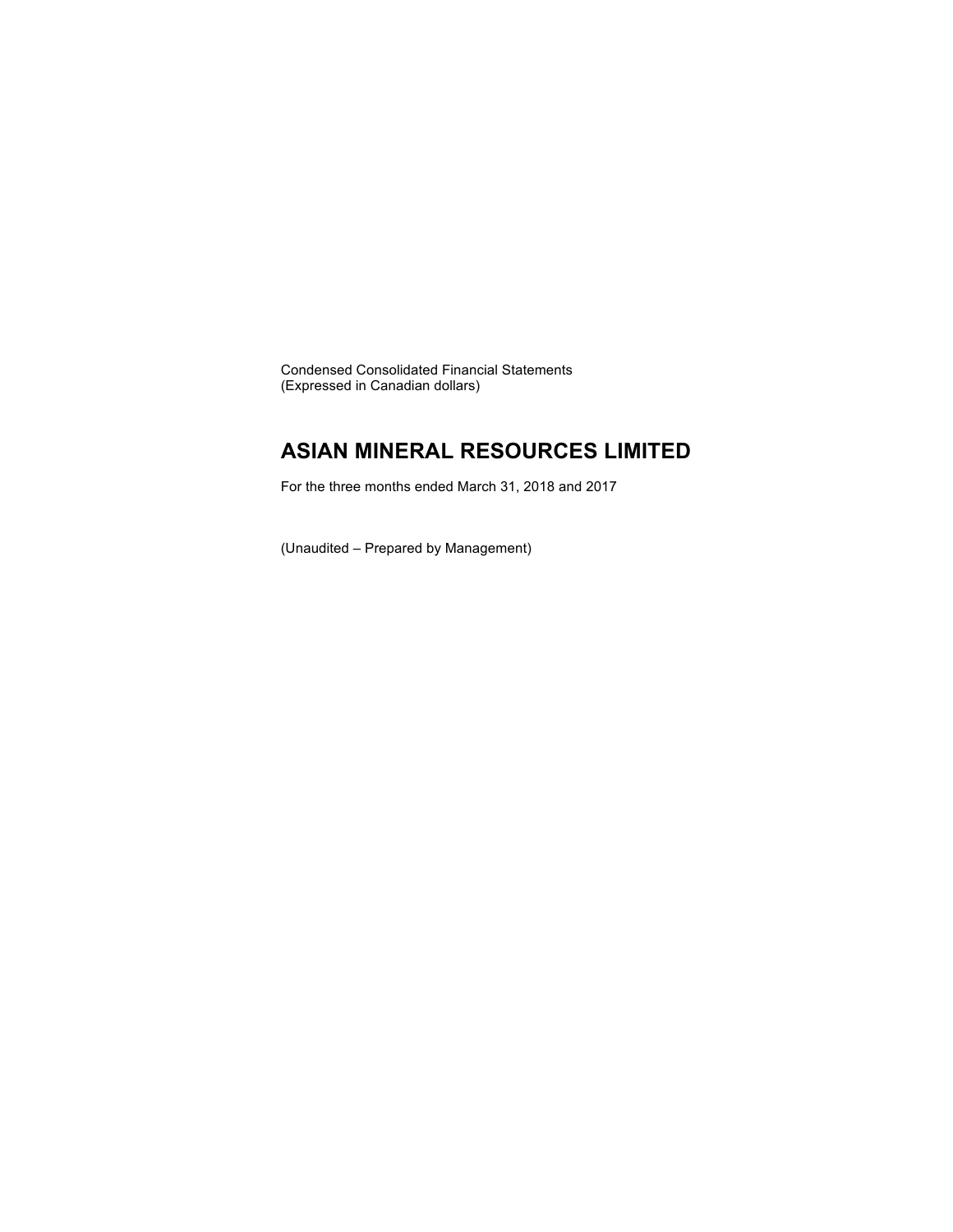Condensed Consolidated Financial Statements
(Expressed in Canadian dollars)

# ASIAN MINERAL RESOURCES LIMITED

For the three months ended March 31, 2018 and 2017

(Unaudited – Prepared by Management)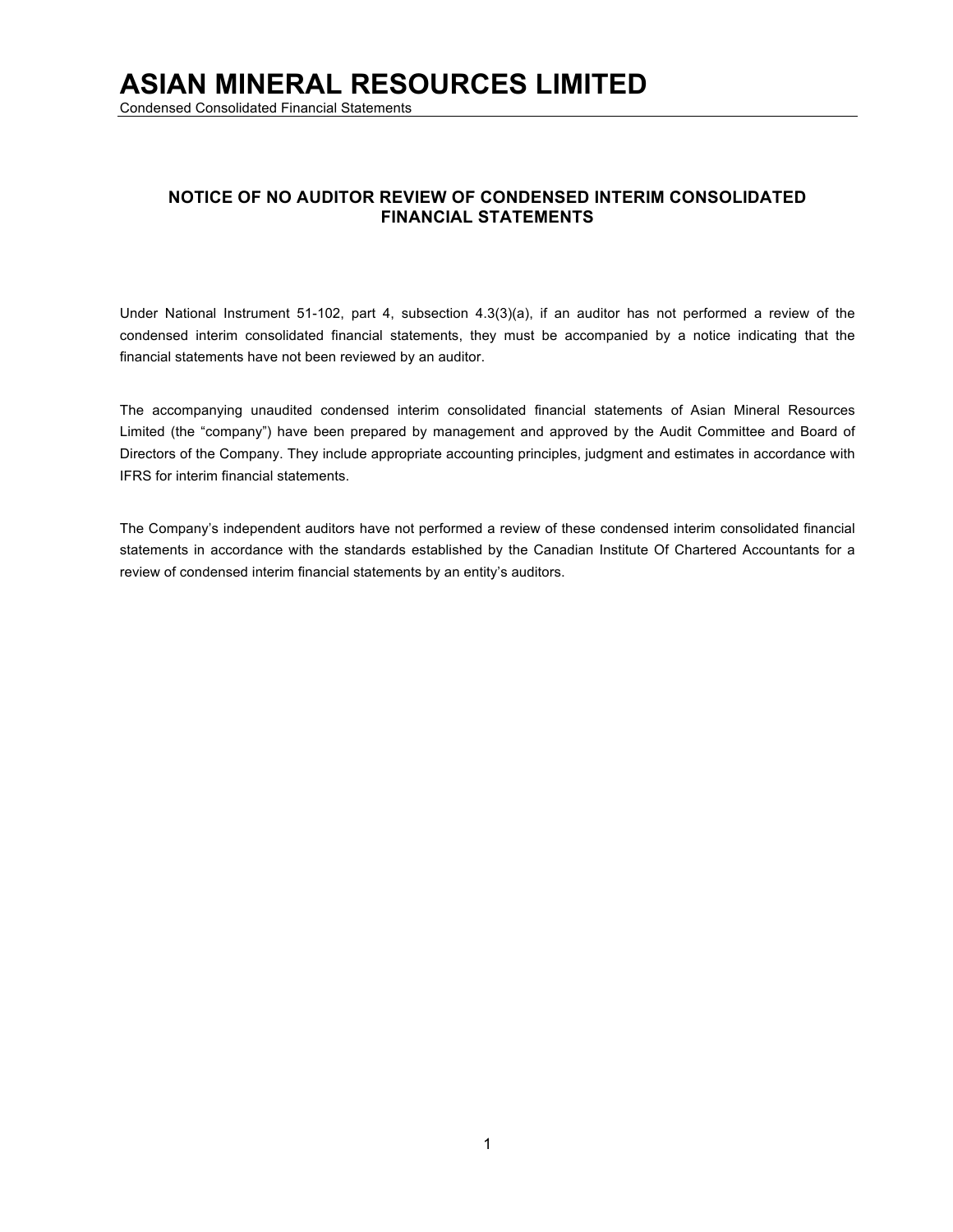# ASIAN MINERAL RESOURCES LIMITED

Condensed Consolidated Financial Statements

## NOTICE OF NO AUDITOR REVIEW OF CONDENSED INTERIM CONSOLIDATED FINANCIAL STATEMENTS

Under National Instrument 51-102, part 4, subsection 4.3(3)(a), if an auditor has not performed a review of the condensed interim consolidated financial statements, they must be accompanied by a notice indicating that the financial statements have not been reviewed by an auditor.

The accompanying unaudited condensed interim consolidated financial statements of Asian Mineral Resources Limited (the "company") have been prepared by management and approved by the Audit Committee and Board of Directors of the Company. They include appropriate accounting principles, judgment and estimates in accordance with IFRS for interim financial statements.

The Company's independent auditors have not performed a review of these condensed interim consolidated financial statements in accordance with the standards established by the Canadian Institute Of Chartered Accountants for a review of condensed interim financial statements by an entity's auditors.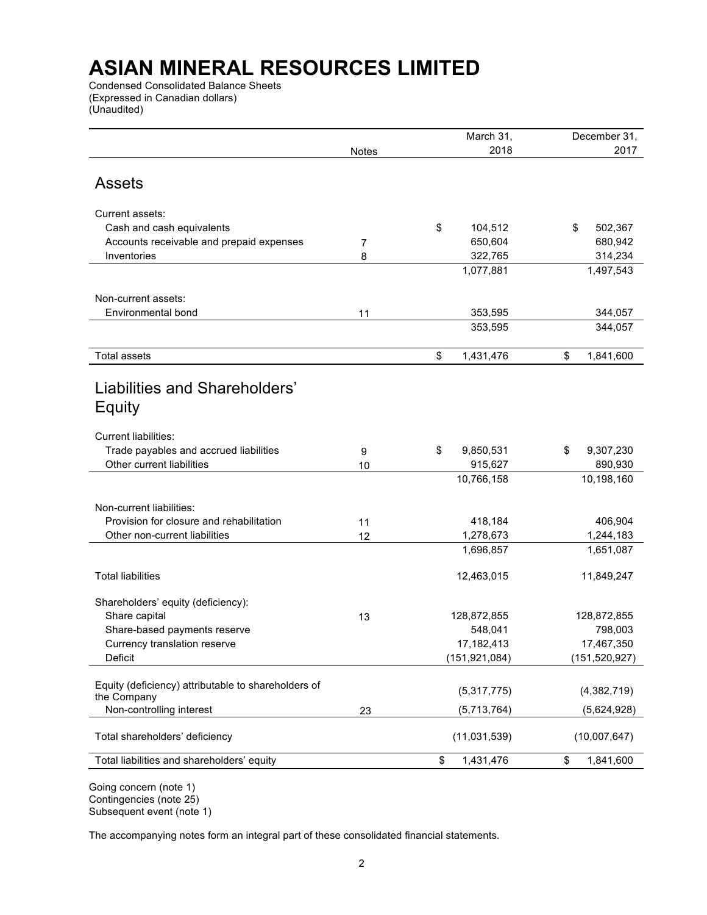# ASIAN MINERAL RESOURCES LIMITED

Condensed Consolidated Balance Sheets
(Expressed in Canadian dollars)
(Unaudited)

| | Notes | March 31, 2018 | December 31, 2017 |
|---|---|---|---|
| **Assets** | | | |
| Current assets: | | | |
| Cash and cash equivalents | | $ 104,512 | $ 502,367 |
| Accounts receivable and prepaid expenses | 7 | 650,604 | 680,942 |
| Inventories | 8 | 322,765 | 314,234 |
| | | 1,077,881 | 1,497,543 |
| Non-current assets: | | | |
| Environmental bond | 11 | 353,595 | 344,057 |
| | | 353,595 | 344,057 |
| Total assets | | $ 1,431,476 | $ 1,841,600 |
| **Liabilities and Shareholders' Equity** | | | |
| Current liabilities: | | | |
| Trade payables and accrued liabilities | 9 | $ 9,850,531 | $ 9,307,230 |
| Other current liabilities | 10 | 915,627 | 890,930 |
| | | 10,766,158 | 10,198,160 |
| Non-current liabilities: | | | |
| Provision for closure and rehabilitation | 11 | 418,184 | 406,904 |
| Other non-current liabilities | 12 | 1,278,673 | 1,244,183 |
| | | 1,696,857 | 1,651,087 |
| Total liabilities | | 12,463,015 | 11,849,247 |
| Shareholders' equity (deficiency): | | | |
| Share capital | 13 | 128,872,855 | 128,872,855 |
| Share-based payments reserve | | 548,041 | 798,003 |
| Currency translation reserve | | 17,182,413 | 17,467,350 |
| Deficit | | (151,921,084) | (151,520,927) |
| Equity (deficiency) attributable to shareholders of the Company | | (5,317,775) | (4,382,719) |
| Non-controlling interest | 23 | (5,713,764) | (5,624,928) |
| Total shareholders' deficiency | | (11,031,539) | (10,007,647) |
| Total liabilities and shareholders' equity | | $ 1,431,476 | $ 1,841,600 |

Going concern (note 1)
Contingencies (note 25)
Subsequent event (note 1)

The accompanying notes form an integral part of these consolidated financial statements.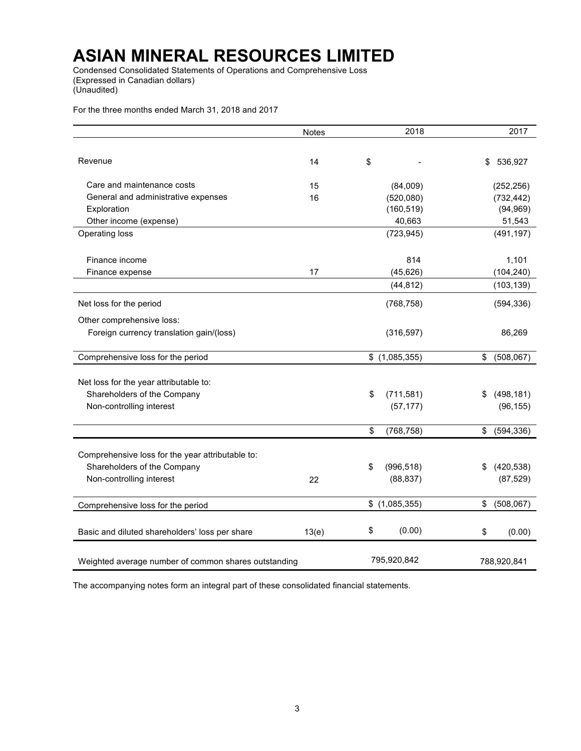# ASIAN MINERAL RESOURCES LIMITED

Condensed Consolidated Statements of Operations and Comprehensive Loss
(Expressed in Canadian dollars)
(Unaudited)

For the three months ended March 31, 2018 and 2017

| | Notes | 2018 | 2017 |
|---|---|---|---|
| Revenue | 14 | $ - | $ 536,927 |
| Care and maintenance costs | 15 | (84,009) | (252,256) |
| General and administrative expenses | 16 | (520,080) | (732,442) |
| Exploration | | (160,519) | (94,969) |
| Other income (expense) | | 40,663 | 51,543 |
| Operating loss | | (723,945) | (491,197) |
| Finance income | | 814 | 1,101 |
| Finance expense | 17 | (45,626) | (104,240) |
| | | (44,812) | (103,139) |
| Net loss for the period | | (768,758) | (594,336) |
| Other comprehensive loss: | | | |
| Foreign currency translation gain/(loss) | | (316,597) | 86,269 |
| Comprehensive loss for the period | | $ (1,085,355) | $ (508,067) |
| Net loss for the year attributable to: | | | |
| Shareholders of the Company | | $ (711,581) | $ (498,181) |
| Non-controlling interest | | (57,177) | (96,155) |
| | | $ (768,758) | $ (594,336) |
| Comprehensive loss for the year attributable to: | | | |
| Shareholders of the Company | | $ (996,518) | $ (420,538) |
| Non-controlling interest | 22 | (88,837) | (87,529) |
| Comprehensive loss for the period | | $ (1,085,355) | $ (508,067) |
| Basic and diluted shareholders' loss per share | 13(e) | $ (0.00) | $ (0.00) |
| Weighted average number of common shares outstanding | | 795,920,842 | 788,920,841 |

The accompanying notes form an integral part of these consolidated financial statements.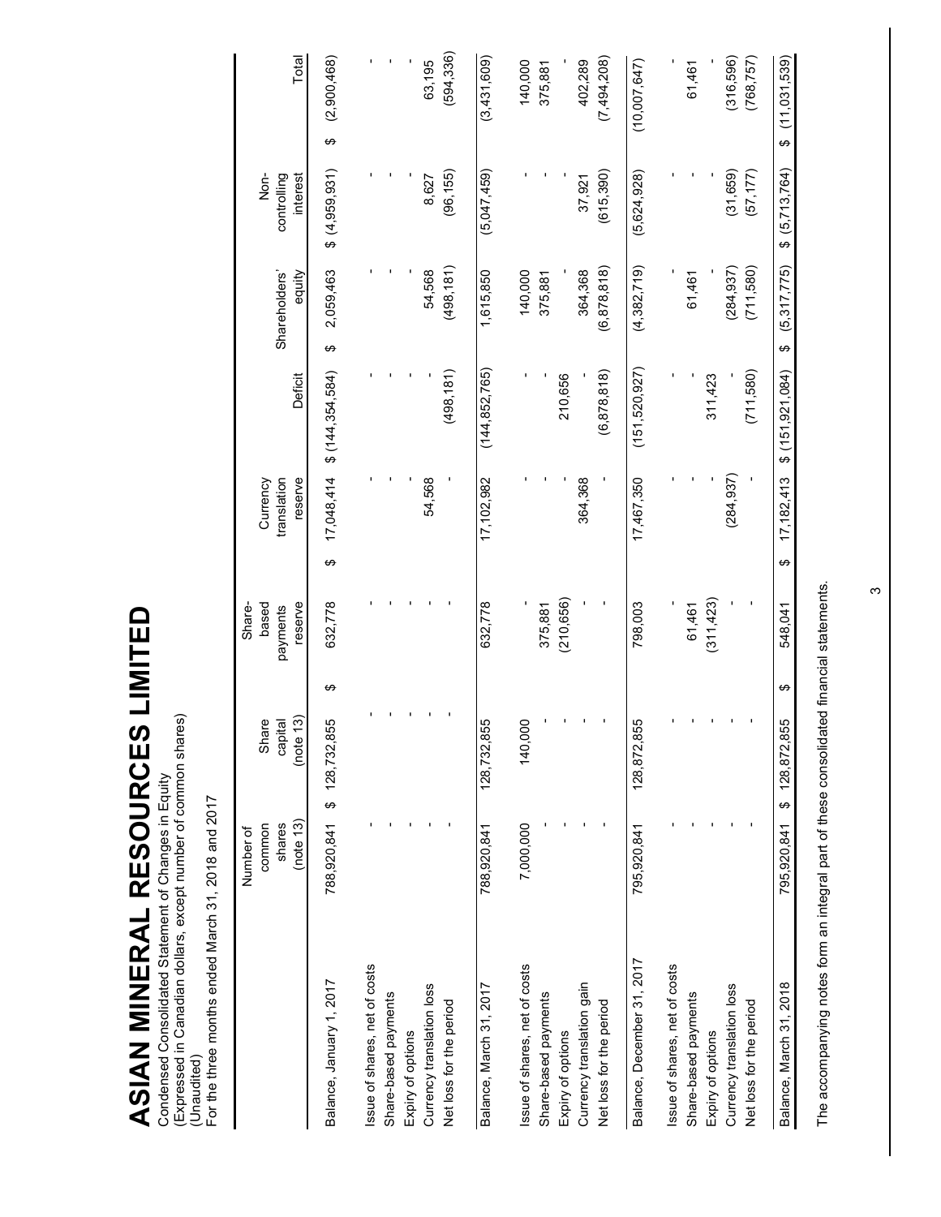# ASIAN MINERAL RESOURCES LIMITED

Condensed Consolidated Statement of Changes in Equity
(Expressed in Canadian dollars, except number of common shares)
(Unaudited)
For the three months ended March 31, 2018 and 2017

| | Number of common shares (note 13) | Share capital (note 13) | Share-based payments reserve | Currency translation reserve | Deficit | Shareholders' equity | Non-controlling interest | Total |
|---|---|---|---|---|---|---|---|---|
| Balance, January 1, 2017 | 788,920,841 | $ 128,732,855 | $ 632,778 | $ 17,048,414 | $ (144,354,584) | $ 2,059,463 | $ (4,959,931) | $ (2,900,468) |
| Issue of shares, net of costs | - | - | - | - | - | - | - | - |
| Share-based payments | - | - | - | - | - | - | - | - |
| Expiry of options | - | - | - | - | - | - | - | - |
| Currency translation loss | - | - | - | 54,568 | - | 54,568 | 8,627 | 63,195 |
| Net loss for the period | - | - | - | - | (498,181) | (498,181) | (96,155) | (594,336) |
| Balance, March 31, 2017 | 788,920,841 | 128,732,855 | 632,778 | 17,102,982 | (144,852,765) | 1,615,850 | (5,047,459) | (3,431,609) |
| Issue of shares, net of costs | 7,000,000 | 140,000 | - | - | - | 140,000 | - | 140,000 |
| Share-based payments | - | - | 375,881 | - | - | 375,881 | - | 375,881 |
| Expiry of options | - | - | (210,656) | - | 210,656 | - | - | - |
| Currency translation gain | - | - | - | 364,368 | - | 364,368 | 37,921 | 402,289 |
| Net loss for the period | - | - | - | - | (6,878,818) | (6,878,818) | (615,390) | (7,494,208) |
| Balance, December 31, 2017 | 795,920,841 | 128,872,855 | 798,003 | 17,467,350 | (151,520,927) | (4,382,719) | (5,624,928) | (10,007,647) |
| Issue of shares, net of costs | - | - | - | - | - | - | - | - |
| Share-based payments | - | - | 61,461 | - | - | 61,461 | - | 61,461 |
| Expiry of options | - | - | (311,423) | - | 311,423 | - | - | - |
| Currency translation loss | - | - | - | (284,937) | - | (284,937) | (31,659) | (316,596) |
| Net loss for the period | - | - | - | - | (711,580) | (711,580) | (57,177) | (768,757) |
| Balance, March 31, 2018 | 795,920,841 | $ 128,872,855 | $ 548,041 | $ 17,182,413 | $ (151,921,084) | $ (5,317,775) | $ (5,713,764) | $ (11,031,539) |

The accompanying notes form an integral part of these consolidated financial statements.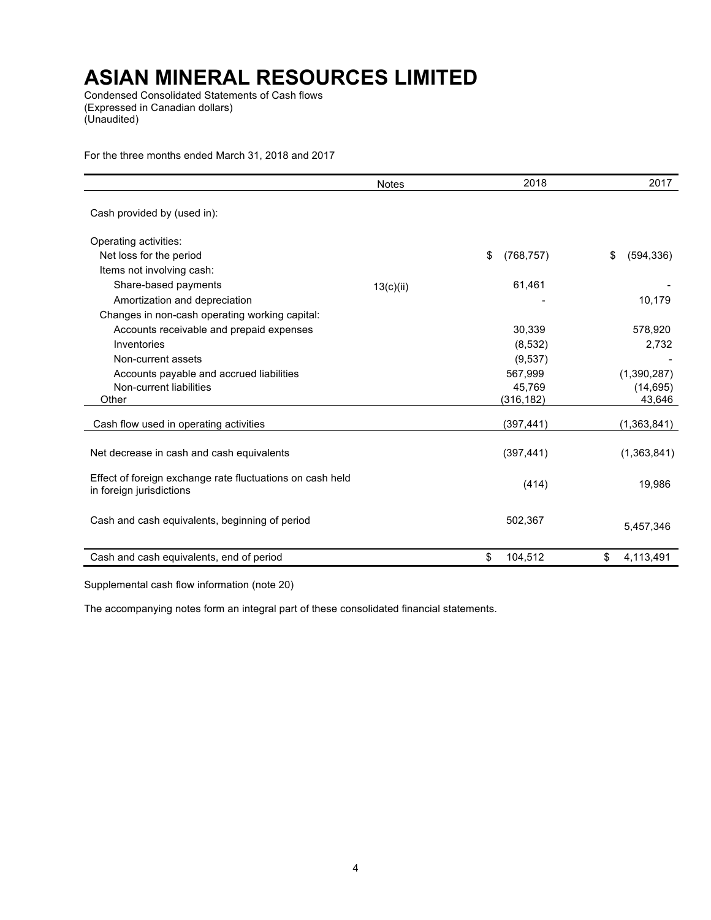# ASIAN MINERAL RESOURCES LIMITED

Condensed Consolidated Statements of Cash flows
(Expressed in Canadian dollars)
(Unaudited)

For the three months ended March 31, 2018 and 2017

| | Notes | 2018 | 2017 |
|---|---|---|---|
| Cash provided by (used in): | | | |
| Operating activities: | | | |
| Net loss for the period | | $ (768,757) | $ (594,336) |
| Items not involving cash: | | | |
| Share-based payments | 13(c)(ii) | 61,461 | - |
| Amortization and depreciation | | - | 10,179 |
| Changes in non-cash operating working capital: | | | |
| Accounts receivable and prepaid expenses | | 30,339 | 578,920 |
| Inventories | | (8,532) | 2,732 |
| Non-current assets | | (9,537) | - |
| Accounts payable and accrued liabilities | | 567,999 | (1,390,287) |
| Non-current liabilities | | 45,769 | (14,695) |
| Other | | (316,182) | 43,646 |
| Cash flow used in operating activities | | (397,441) | (1,363,841) |
| Net decrease in cash and cash equivalents | | (397,441) | (1,363,841) |
| Effect of foreign exchange rate fluctuations on cash held in foreign jurisdictions | | (414) | 19,986 |
| Cash and cash equivalents, beginning of period | | 502,367 | 5,457,346 |
| Cash and cash equivalents, end of period | | $ 104,512 | $ 4,113,491 |

Supplemental cash flow information (note 20)

The accompanying notes form an integral part of these consolidated financial statements.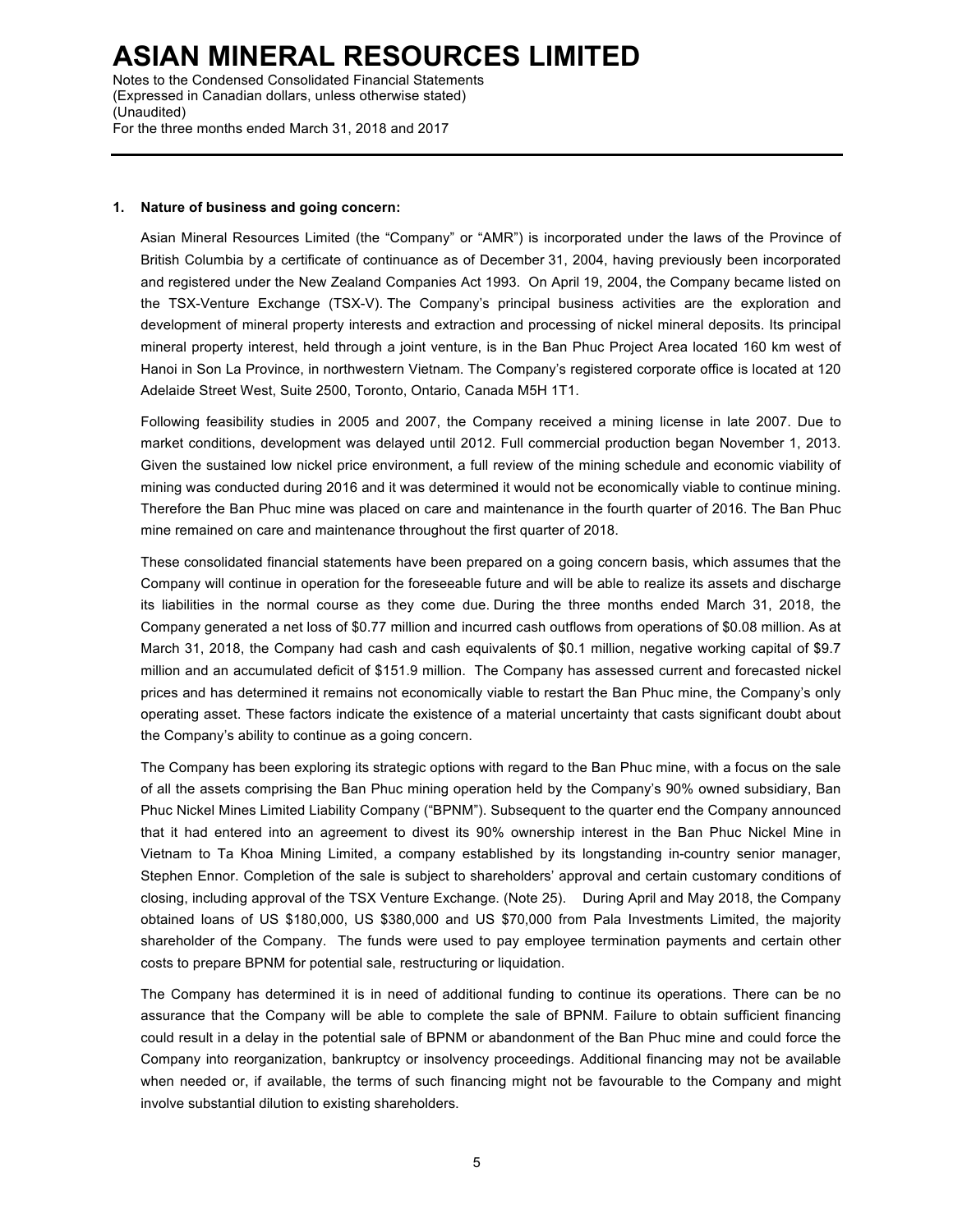## 1. Nature of business and going concern:

Asian Mineral Resources Limited (the "Company" or "AMR") is incorporated under the laws of the Province of British Columbia by a certificate of continuance as of December 31, 2004, having previously been incorporated and registered under the New Zealand Companies Act 1993. On April 19, 2004, the Company became listed on the TSX-Venture Exchange (TSX-V). The Company's principal business activities are the exploration and development of mineral property interests and extraction and processing of nickel mineral deposits. Its principal mineral property interest, held through a joint venture, is in the Ban Phuc Project Area located 160 km west of Hanoi in Son La Province, in northwestern Vietnam. The Company's registered corporate office is located at 120 Adelaide Street West, Suite 2500, Toronto, Ontario, Canada M5H 1T1.

Following feasibility studies in 2005 and 2007, the Company received a mining license in late 2007. Due to market conditions, development was delayed until 2012. Full commercial production began November 1, 2013. Given the sustained low nickel price environment, a full review of the mining schedule and economic viability of mining was conducted during 2016 and it was determined it would not be economically viable to continue mining. Therefore the Ban Phuc mine was placed on care and maintenance in the fourth quarter of 2016. The Ban Phuc mine remained on care and maintenance throughout the first quarter of 2018.

These consolidated financial statements have been prepared on a going concern basis, which assumes that the Company will continue in operation for the foreseeable future and will be able to realize its assets and discharge its liabilities in the normal course as they come due. During the three months ended March 31, 2018, the Company generated a net loss of $0.77 million and incurred cash outflows from operations of $0.08 million. As at March 31, 2018, the Company had cash and cash equivalents of $0.1 million, negative working capital of $9.7 million and an accumulated deficit of $151.9 million. The Company has assessed current and forecasted nickel prices and has determined it remains not economically viable to restart the Ban Phuc mine, the Company's only operating asset. These factors indicate the existence of a material uncertainty that casts significant doubt about the Company's ability to continue as a going concern.

The Company has been exploring its strategic options with regard to the Ban Phuc mine, with a focus on the sale of all the assets comprising the Ban Phuc mining operation held by the Company's 90% owned subsidiary, Ban Phuc Nickel Mines Limited Liability Company ("BPNM"). Subsequent to the quarter end the Company announced that it had entered into an agreement to divest its 90% ownership interest in the Ban Phuc Nickel Mine in Vietnam to Ta Khoa Mining Limited, a company established by its longstanding in-country senior manager, Stephen Ennor. Completion of the sale is subject to shareholders' approval and certain customary conditions of closing, including approval of the TSX Venture Exchange. (Note 25). During April and May 2018, the Company obtained loans of US $180,000, US $380,000 and US $70,000 from Pala Investments Limited, the majority shareholder of the Company. The funds were used to pay employee termination payments and certain other costs to prepare BPNM for potential sale, restructuring or liquidation.

The Company has determined it is in need of additional funding to continue its operations. There can be no assurance that the Company will be able to complete the sale of BPNM. Failure to obtain sufficient financing could result in a delay in the potential sale of BPNM or abandonment of the Ban Phuc mine and could force the Company into reorganization, bankruptcy or insolvency proceedings. Additional financing may not be available when needed or, if available, the terms of such financing might not be favourable to the Company and might involve substantial dilution to existing shareholders.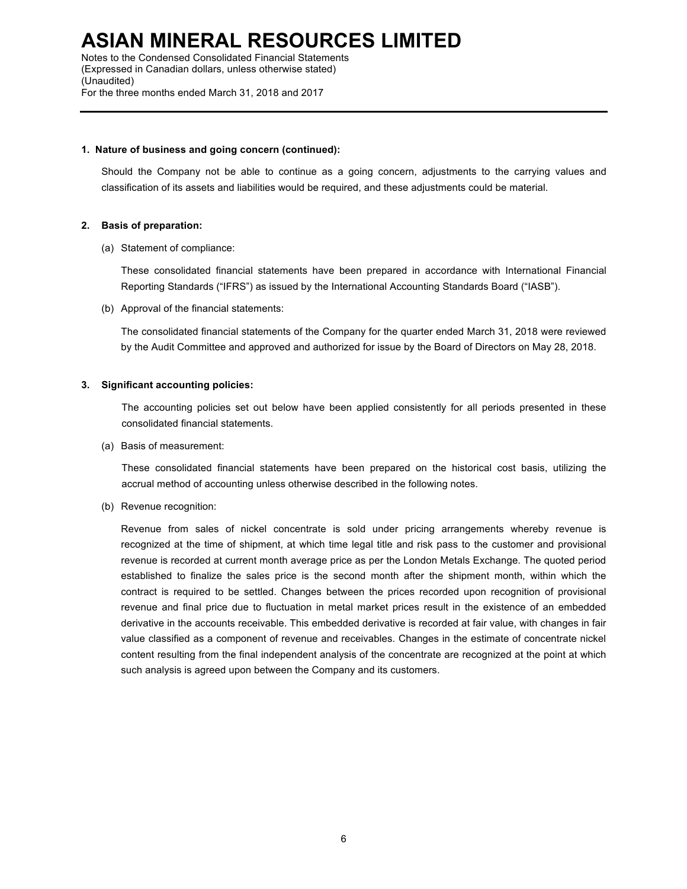## 1. Nature of business and going concern (continued):

Should the Company not be able to continue as a going concern, adjustments to the carrying values and classification of its assets and liabilities would be required, and these adjustments could be material.

## 2. Basis of preparation:

(a) Statement of compliance:

These consolidated financial statements have been prepared in accordance with International Financial Reporting Standards ("IFRS") as issued by the International Accounting Standards Board ("IASB").

(b) Approval of the financial statements:

The consolidated financial statements of the Company for the quarter ended March 31, 2018 were reviewed by the Audit Committee and approved and authorized for issue by the Board of Directors on May 28, 2018.

## 3. Significant accounting policies:

The accounting policies set out below have been applied consistently for all periods presented in these consolidated financial statements.

(a) Basis of measurement:

These consolidated financial statements have been prepared on the historical cost basis, utilizing the accrual method of accounting unless otherwise described in the following notes.

(b) Revenue recognition:

Revenue from sales of nickel concentrate is sold under pricing arrangements whereby revenue is recognized at the time of shipment, at which time legal title and risk pass to the customer and provisional revenue is recorded at current month average price as per the London Metals Exchange. The quoted period established to finalize the sales price is the second month after the shipment month, within which the contract is required to be settled. Changes between the prices recorded upon recognition of provisional revenue and final price due to fluctuation in metal market prices result in the existence of an embedded derivative in the accounts receivable. This embedded derivative is recorded at fair value, with changes in fair value classified as a component of revenue and receivables. Changes in the estimate of concentrate nickel content resulting from the final independent analysis of the concentrate are recognized at the point at which such analysis is agreed upon between the Company and its customers.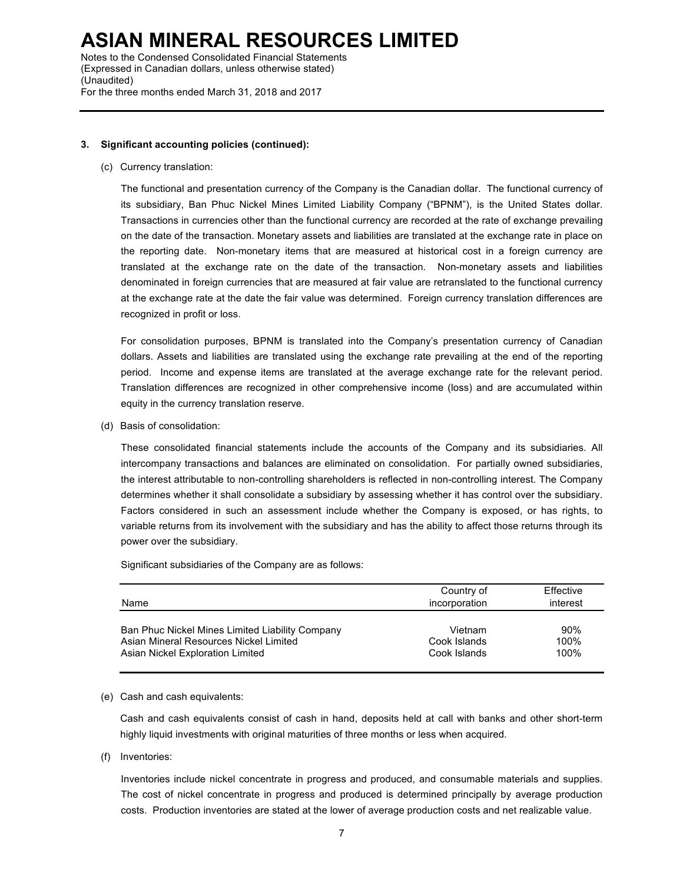### 3. Significant accounting policies (continued):

(c) Currency translation:

The functional and presentation currency of the Company is the Canadian dollar. The functional currency of its subsidiary, Ban Phuc Nickel Mines Limited Liability Company ("BPNM"), is the United States dollar. Transactions in currencies other than the functional currency are recorded at the rate of exchange prevailing on the date of the transaction. Monetary assets and liabilities are translated at the exchange rate in place on the reporting date. Non-monetary items that are measured at historical cost in a foreign currency are translated at the exchange rate on the date of the transaction. Non-monetary assets and liabilities denominated in foreign currencies that are measured at fair value are retranslated to the functional currency at the exchange rate at the date the fair value was determined. Foreign currency translation differences are recognized in profit or loss.

For consolidation purposes, BPNM is translated into the Company's presentation currency of Canadian dollars. Assets and liabilities are translated using the exchange rate prevailing at the end of the reporting period. Income and expense items are translated at the average exchange rate for the relevant period. Translation differences are recognized in other comprehensive income (loss) and are accumulated within equity in the currency translation reserve.

(d) Basis of consolidation:

These consolidated financial statements include the accounts of the Company and its subsidiaries. All intercompany transactions and balances are eliminated on consolidation. For partially owned subsidiaries, the interest attributable to non-controlling shareholders is reflected in non-controlling interest. The Company determines whether it shall consolidate a subsidiary by assessing whether it has control over the subsidiary. Factors considered in such an assessment include whether the Company is exposed, or has rights, to variable returns from its involvement with the subsidiary and has the ability to affect those returns through its power over the subsidiary.

Significant subsidiaries of the Company are as follows:

| Name | Country of incorporation | Effective interest |
|---|---|---|
| Ban Phuc Nickel Mines Limited Liability Company | Vietnam | 90% |
| Asian Mineral Resources Nickel Limited | Cook Islands | 100% |
| Asian Nickel Exploration Limited | Cook Islands | 100% |

(e) Cash and cash equivalents:

Cash and cash equivalents consist of cash in hand, deposits held at call with banks and other short-term highly liquid investments with original maturities of three months or less when acquired.

(f) Inventories:

Inventories include nickel concentrate in progress and produced, and consumable materials and supplies. The cost of nickel concentrate in progress and produced is determined principally by average production costs. Production inventories are stated at the lower of average production costs and net realizable value.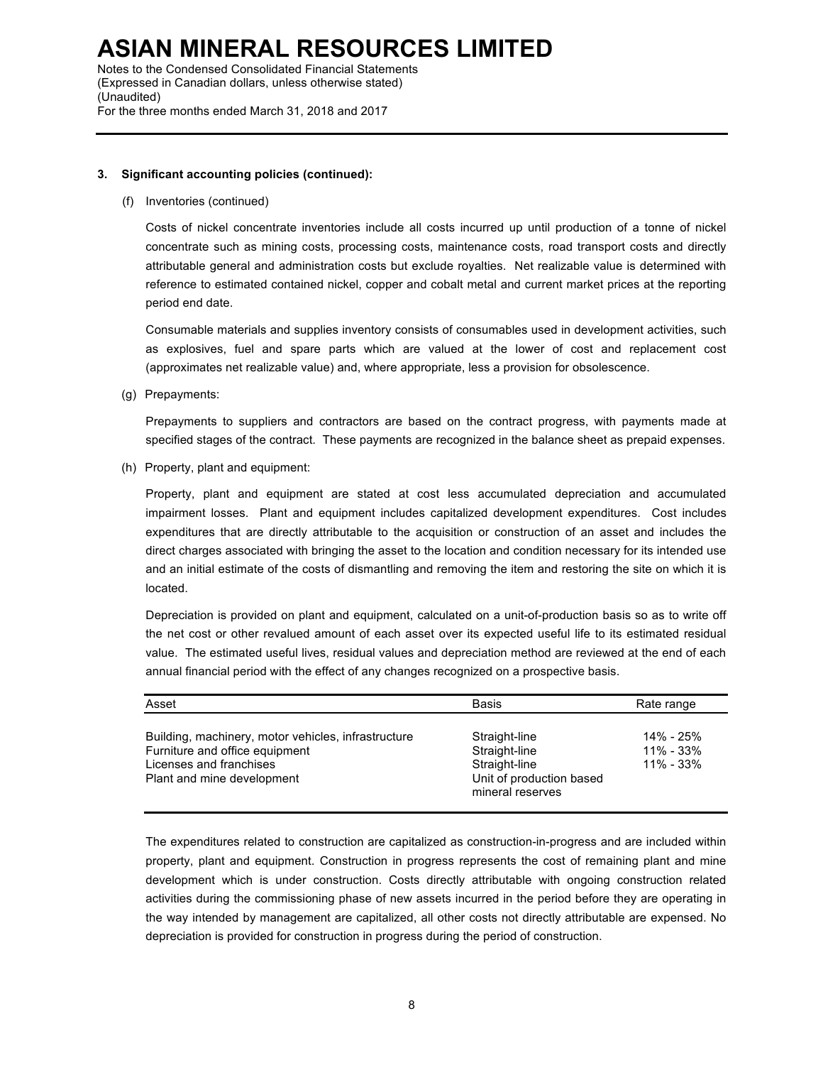# ASIAN MINERAL RESOURCES LIMITED

Notes to the Condensed Consolidated Financial Statements
(Expressed in Canadian dollars, unless otherwise stated)
(Unaudited)
For the three months ended March 31, 2018 and 2017

**3. Significant accounting policies (continued):**

(f) Inventories (continued)

Costs of nickel concentrate inventories include all costs incurred up until production of a tonne of nickel concentrate such as mining costs, processing costs, maintenance costs, road transport costs and directly attributable general and administration costs but exclude royalties. Net realizable value is determined with reference to estimated contained nickel, copper and cobalt metal and current market prices at the reporting period end date.

Consumable materials and supplies inventory consists of consumables used in development activities, such as explosives, fuel and spare parts which are valued at the lower of cost and replacement cost (approximates net realizable value) and, where appropriate, less a provision for obsolescence.

(g) Prepayments:

Prepayments to suppliers and contractors are based on the contract progress, with payments made at specified stages of the contract. These payments are recognized in the balance sheet as prepaid expenses.

(h) Property, plant and equipment:

Property, plant and equipment are stated at cost less accumulated depreciation and accumulated impairment losses. Plant and equipment includes capitalized development expenditures. Cost includes expenditures that are directly attributable to the acquisition or construction of an asset and includes the direct charges associated with bringing the asset to the location and condition necessary for its intended use and an initial estimate of the costs of dismantling and removing the item and restoring the site on which it is located.

Depreciation is provided on plant and equipment, calculated on a unit-of-production basis so as to write off the net cost or other revalued amount of each asset over its expected useful life to its estimated residual value. The estimated useful lives, residual values and depreciation method are reviewed at the end of each annual financial period with the effect of any changes recognized on a prospective basis.

| Asset | Basis | Rate range |
|---|---|---|
| Building, machinery, motor vehicles, infrastructure | Straight-line | 14% - 25% |
| Furniture and office equipment | Straight-line | 11% - 33% |
| Licenses and franchises | Straight-line | 11% - 33% |
| Plant and mine development | Unit of production based mineral reserves | |

The expenditures related to construction are capitalized as construction-in-progress and are included within property, plant and equipment. Construction in progress represents the cost of remaining plant and mine development which is under construction. Costs directly attributable with ongoing construction related activities during the commissioning phase of new assets incurred in the period before they are operating in the way intended by management are capitalized, all other costs not directly attributable are expensed. No depreciation is provided for construction in progress during the period of construction.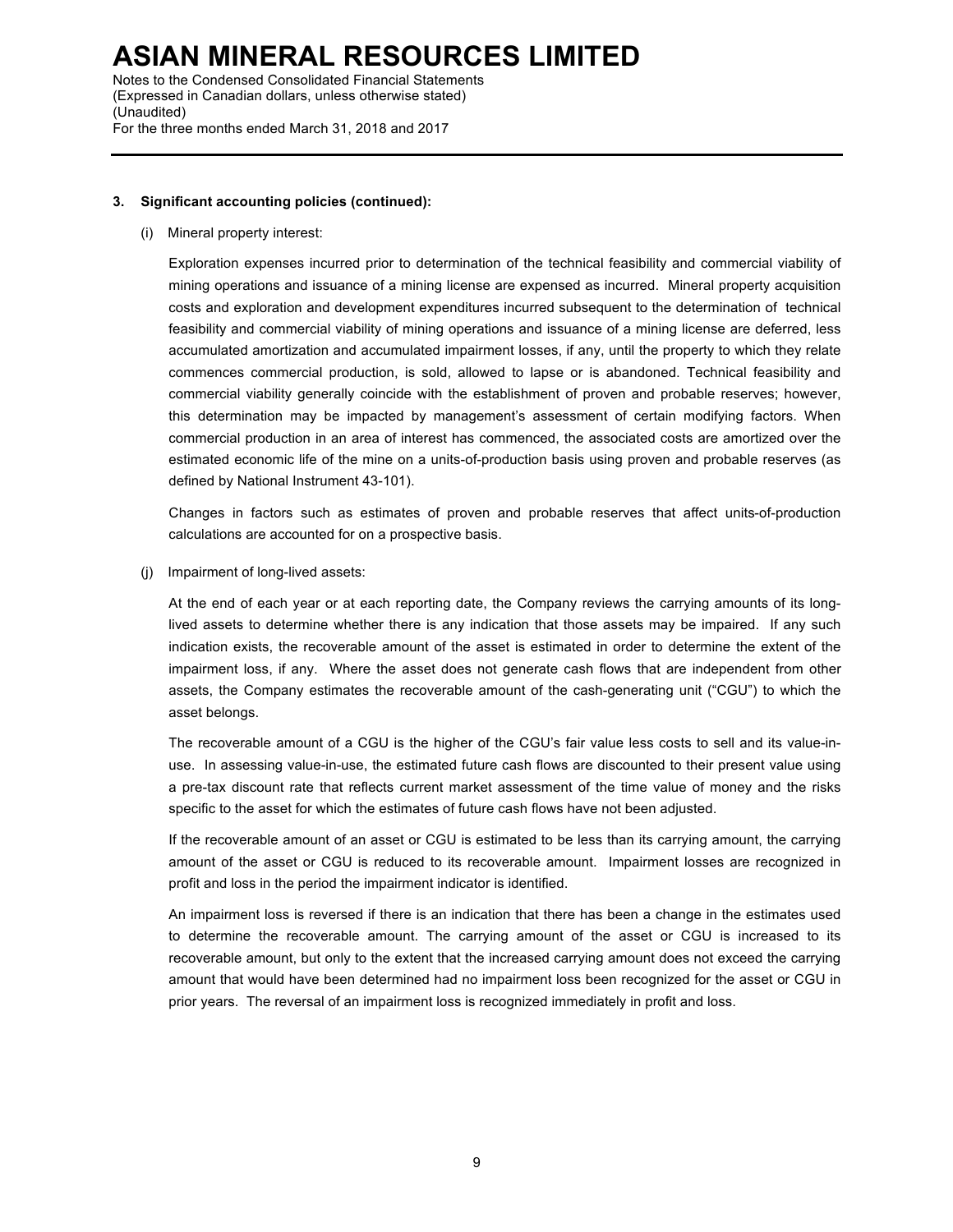**3. Significant accounting policies (continued):**

(i) Mineral property interest:

Exploration expenses incurred prior to determination of the technical feasibility and commercial viability of mining operations and issuance of a mining license are expensed as incurred. Mineral property acquisition costs and exploration and development expenditures incurred subsequent to the determination of technical feasibility and commercial viability of mining operations and issuance of a mining license are deferred, less accumulated amortization and accumulated impairment losses, if any, until the property to which they relate commences commercial production, is sold, allowed to lapse or is abandoned. Technical feasibility and commercial viability generally coincide with the establishment of proven and probable reserves; however, this determination may be impacted by management's assessment of certain modifying factors. When commercial production in an area of interest has commenced, the associated costs are amortized over the estimated economic life of the mine on a units-of-production basis using proven and probable reserves (as defined by National Instrument 43-101).

Changes in factors such as estimates of proven and probable reserves that affect units-of-production calculations are accounted for on a prospective basis.

(j) Impairment of long-lived assets:

At the end of each year or at each reporting date, the Company reviews the carrying amounts of its long-lived assets to determine whether there is any indication that those assets may be impaired. If any such indication exists, the recoverable amount of the asset is estimated in order to determine the extent of the impairment loss, if any. Where the asset does not generate cash flows that are independent from other assets, the Company estimates the recoverable amount of the cash-generating unit ("CGU") to which the asset belongs.

The recoverable amount of a CGU is the higher of the CGU's fair value less costs to sell and its value-in-use. In assessing value-in-use, the estimated future cash flows are discounted to their present value using a pre-tax discount rate that reflects current market assessment of the time value of money and the risks specific to the asset for which the estimates of future cash flows have not been adjusted.

If the recoverable amount of an asset or CGU is estimated to be less than its carrying amount, the carrying amount of the asset or CGU is reduced to its recoverable amount. Impairment losses are recognized in profit and loss in the period the impairment indicator is identified.

An impairment loss is reversed if there is an indication that there has been a change in the estimates used to determine the recoverable amount. The carrying amount of the asset or CGU is increased to its recoverable amount, but only to the extent that the increased carrying amount does not exceed the carrying amount that would have been determined had no impairment loss been recognized for the asset or CGU in prior years. The reversal of an impairment loss is recognized immediately in profit and loss.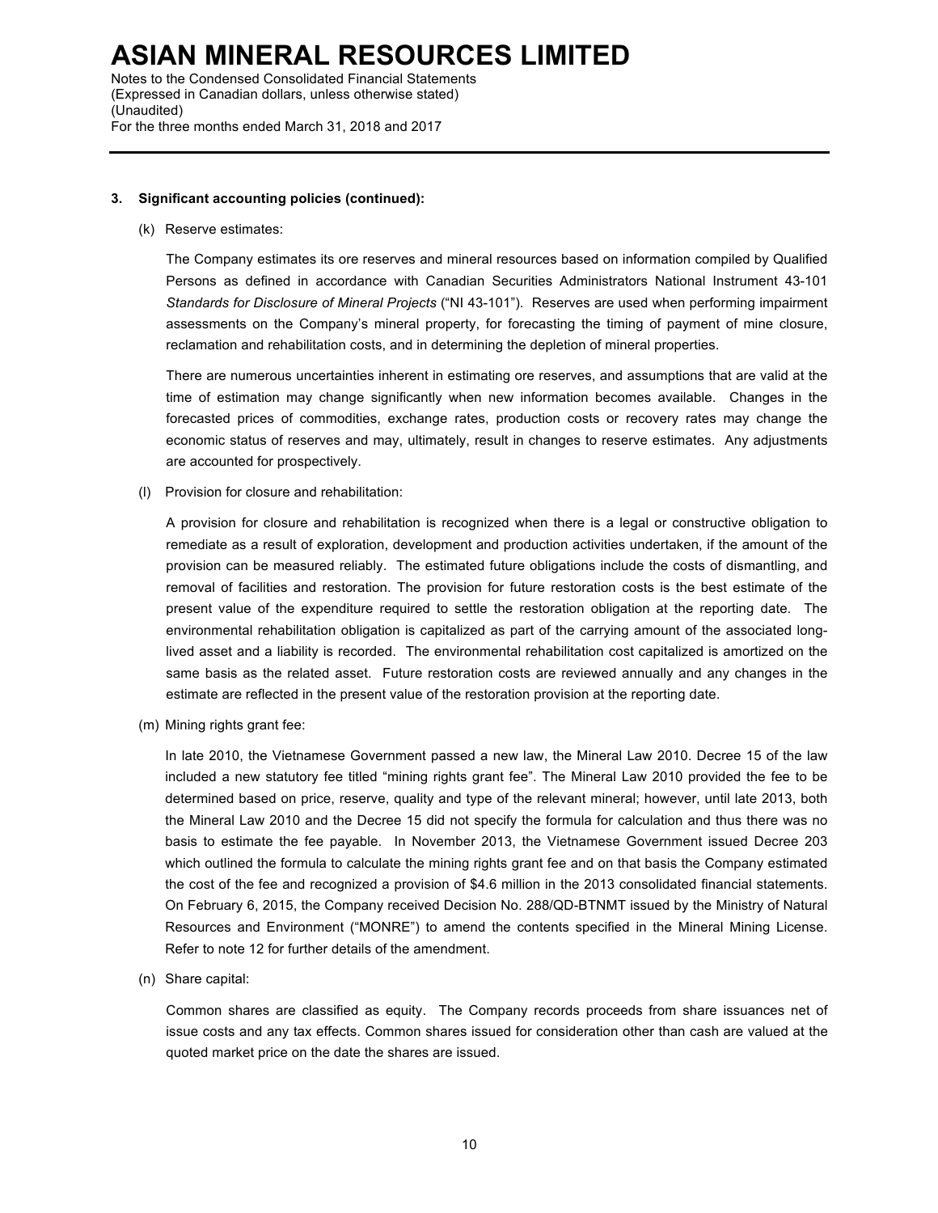### 3. Significant accounting policies (continued):

(k) Reserve estimates:

The Company estimates its ore reserves and mineral resources based on information compiled by Qualified Persons as defined in accordance with Canadian Securities Administrators National Instrument 43-101 *Standards for Disclosure of Mineral Projects* ("NI 43-101"). Reserves are used when performing impairment assessments on the Company's mineral property, for forecasting the timing of payment of mine closure, reclamation and rehabilitation costs, and in determining the depletion of mineral properties.

There are numerous uncertainties inherent in estimating ore reserves, and assumptions that are valid at the time of estimation may change significantly when new information becomes available. Changes in the forecasted prices of commodities, exchange rates, production costs or recovery rates may change the economic status of reserves and may, ultimately, result in changes to reserve estimates. Any adjustments are accounted for prospectively.

(l) Provision for closure and rehabilitation:

A provision for closure and rehabilitation is recognized when there is a legal or constructive obligation to remediate as a result of exploration, development and production activities undertaken, if the amount of the provision can be measured reliably. The estimated future obligations include the costs of dismantling, and removal of facilities and restoration. The provision for future restoration costs is the best estimate of the present value of the expenditure required to settle the restoration obligation at the reporting date. The environmental rehabilitation obligation is capitalized as part of the carrying amount of the associated long-lived asset and a liability is recorded. The environmental rehabilitation cost capitalized is amortized on the same basis as the related asset. Future restoration costs are reviewed annually and any changes in the estimate are reflected in the present value of the restoration provision at the reporting date.

(m) Mining rights grant fee:

In late 2010, the Vietnamese Government passed a new law, the Mineral Law 2010. Decree 15 of the law included a new statutory fee titled "mining rights grant fee". The Mineral Law 2010 provided the fee to be determined based on price, reserve, quality and type of the relevant mineral; however, until late 2013, both the Mineral Law 2010 and the Decree 15 did not specify the formula for calculation and thus there was no basis to estimate the fee payable. In November 2013, the Vietnamese Government issued Decree 203 which outlined the formula to calculate the mining rights grant fee and on that basis the Company estimated the cost of the fee and recognized a provision of $4.6 million in the 2013 consolidated financial statements. On February 6, 2015, the Company received Decision No. 288/QD-BTNMT issued by the Ministry of Natural Resources and Environment ("MONRE") to amend the contents specified in the Mineral Mining License. Refer to note 12 for further details of the amendment.

(n) Share capital:

Common shares are classified as equity. The Company records proceeds from share issuances net of issue costs and any tax effects. Common shares issued for consideration other than cash are valued at the quoted market price on the date the shares are issued.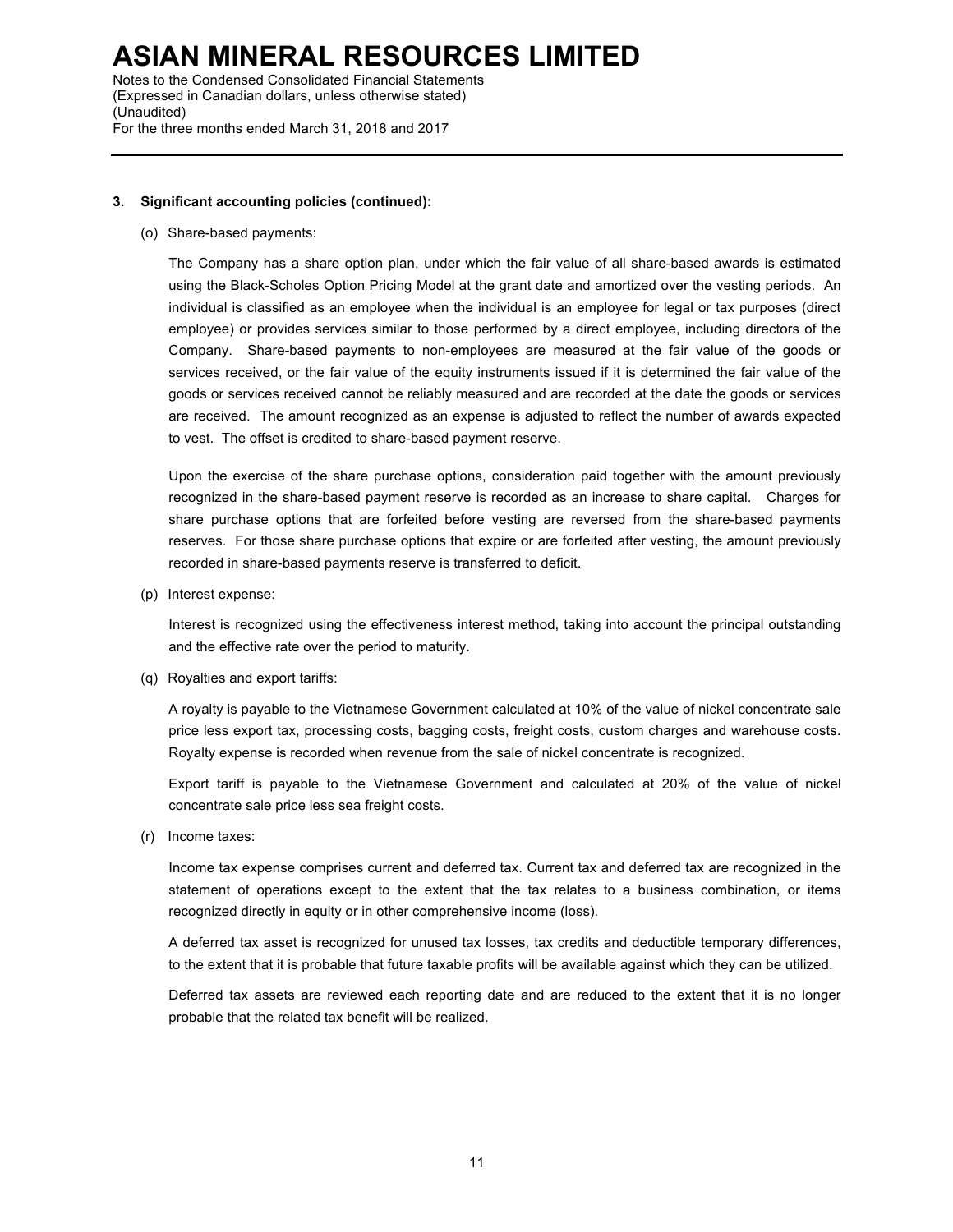### 3. Significant accounting policies (continued):

(o) Share-based payments:

The Company has a share option plan, under which the fair value of all share-based awards is estimated using the Black-Scholes Option Pricing Model at the grant date and amortized over the vesting periods. An individual is classified as an employee when the individual is an employee for legal or tax purposes (direct employee) or provides services similar to those performed by a direct employee, including directors of the Company. Share-based payments to non-employees are measured at the fair value of the goods or services received, or the fair value of the equity instruments issued if it is determined the fair value of the goods or services received cannot be reliably measured and are recorded at the date the goods or services are received. The amount recognized as an expense is adjusted to reflect the number of awards expected to vest. The offset is credited to share-based payment reserve.

Upon the exercise of the share purchase options, consideration paid together with the amount previously recognized in the share-based payment reserve is recorded as an increase to share capital. Charges for share purchase options that are forfeited before vesting are reversed from the share-based payments reserves. For those share purchase options that expire or are forfeited after vesting, the amount previously recorded in share-based payments reserve is transferred to deficit.

(p) Interest expense:

Interest is recognized using the effectiveness interest method, taking into account the principal outstanding and the effective rate over the period to maturity.

(q) Royalties and export tariffs:

A royalty is payable to the Vietnamese Government calculated at 10% of the value of nickel concentrate sale price less export tax, processing costs, bagging costs, freight costs, custom charges and warehouse costs. Royalty expense is recorded when revenue from the sale of nickel concentrate is recognized.

Export tariff is payable to the Vietnamese Government and calculated at 20% of the value of nickel concentrate sale price less sea freight costs.

(r) Income taxes:

Income tax expense comprises current and deferred tax. Current tax and deferred tax are recognized in the statement of operations except to the extent that the tax relates to a business combination, or items recognized directly in equity or in other comprehensive income (loss).

A deferred tax asset is recognized for unused tax losses, tax credits and deductible temporary differences, to the extent that it is probable that future taxable profits will be available against which they can be utilized.

Deferred tax assets are reviewed each reporting date and are reduced to the extent that it is no longer probable that the related tax benefit will be realized.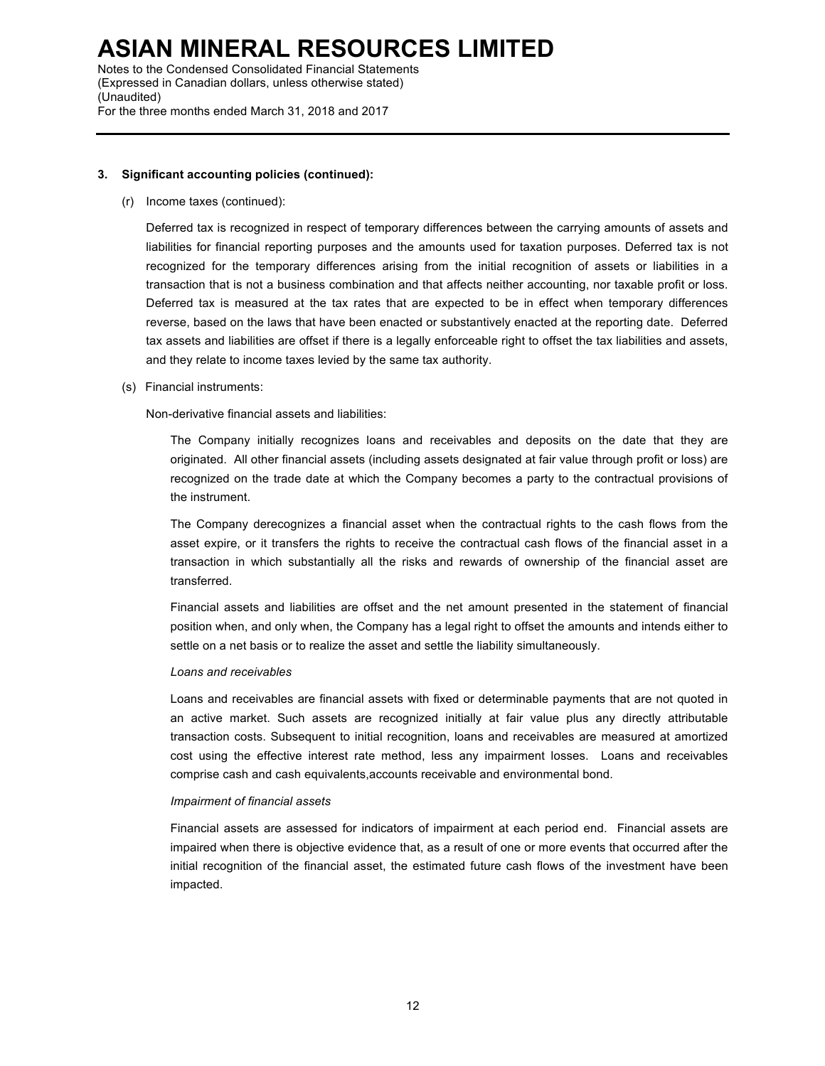### 3. Significant accounting policies (continued):

(r) Income taxes (continued):

Deferred tax is recognized in respect of temporary differences between the carrying amounts of assets and liabilities for financial reporting purposes and the amounts used for taxation purposes. Deferred tax is not recognized for the temporary differences arising from the initial recognition of assets or liabilities in a transaction that is not a business combination and that affects neither accounting, nor taxable profit or loss. Deferred tax is measured at the tax rates that are expected to be in effect when temporary differences reverse, based on the laws that have been enacted or substantively enacted at the reporting date. Deferred tax assets and liabilities are offset if there is a legally enforceable right to offset the tax liabilities and assets, and they relate to income taxes levied by the same tax authority.

(s) Financial instruments:

Non-derivative financial assets and liabilities:

The Company initially recognizes loans and receivables and deposits on the date that they are originated. All other financial assets (including assets designated at fair value through profit or loss) are recognized on the trade date at which the Company becomes a party to the contractual provisions of the instrument.

The Company derecognizes a financial asset when the contractual rights to the cash flows from the asset expire, or it transfers the rights to receive the contractual cash flows of the financial asset in a transaction in which substantially all the risks and rewards of ownership of the financial asset are transferred.

Financial assets and liabilities are offset and the net amount presented in the statement of financial position when, and only when, the Company has a legal right to offset the amounts and intends either to settle on a net basis or to realize the asset and settle the liability simultaneously.

*Loans and receivables*

Loans and receivables are financial assets with fixed or determinable payments that are not quoted in an active market. Such assets are recognized initially at fair value plus any directly attributable transaction costs. Subsequent to initial recognition, loans and receivables are measured at amortized cost using the effective interest rate method, less any impairment losses. Loans and receivables comprise cash and cash equivalents,accounts receivable and environmental bond.

*Impairment of financial assets*

Financial assets are assessed for indicators of impairment at each period end. Financial assets are impaired when there is objective evidence that, as a result of one or more events that occurred after the initial recognition of the financial asset, the estimated future cash flows of the investment have been impacted.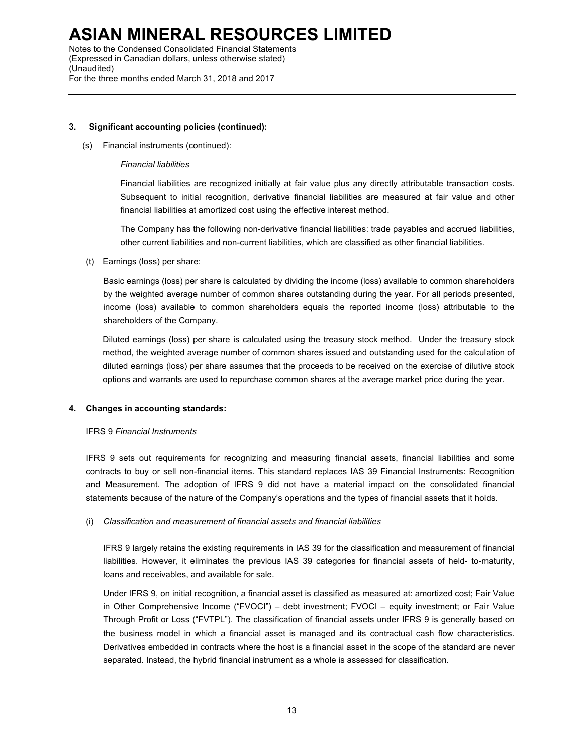### 3. Significant accounting policies (continued):

(s) Financial instruments (continued):

*Financial liabilities*

Financial liabilities are recognized initially at fair value plus any directly attributable transaction costs. Subsequent to initial recognition, derivative financial liabilities are measured at fair value and other financial liabilities at amortized cost using the effective interest method.

The Company has the following non-derivative financial liabilities: trade payables and accrued liabilities, other current liabilities and non-current liabilities, which are classified as other financial liabilities.

(t) Earnings (loss) per share:

Basic earnings (loss) per share is calculated by dividing the income (loss) available to common shareholders by the weighted average number of common shares outstanding during the year. For all periods presented, income (loss) available to common shareholders equals the reported income (loss) attributable to the shareholders of the Company.

Diluted earnings (loss) per share is calculated using the treasury stock method. Under the treasury stock method, the weighted average number of common shares issued and outstanding used for the calculation of diluted earnings (loss) per share assumes that the proceeds to be received on the exercise of dilutive stock options and warrants are used to repurchase common shares at the average market price during the year.

### 4. Changes in accounting standards:

IFRS 9 *Financial Instruments*

IFRS 9 sets out requirements for recognizing and measuring financial assets, financial liabilities and some contracts to buy or sell non-financial items. This standard replaces IAS 39 Financial Instruments: Recognition and Measurement. The adoption of IFRS 9 did not have a material impact on the consolidated financial statements because of the nature of the Company's operations and the types of financial assets that it holds.

(i) *Classification and measurement of financial assets and financial liabilities*

IFRS 9 largely retains the existing requirements in IAS 39 for the classification and measurement of financial liabilities. However, it eliminates the previous IAS 39 categories for financial assets of held- to-maturity, loans and receivables, and available for sale.

Under IFRS 9, on initial recognition, a financial asset is classified as measured at: amortized cost; Fair Value in Other Comprehensive Income ("FVOCI") – debt investment; FVOCI – equity investment; or Fair Value Through Profit or Loss ("FVTPL"). The classification of financial assets under IFRS 9 is generally based on the business model in which a financial asset is managed and its contractual cash flow characteristics. Derivatives embedded in contracts where the host is a financial asset in the scope of the standard are never separated. Instead, the hybrid financial instrument as a whole is assessed for classification.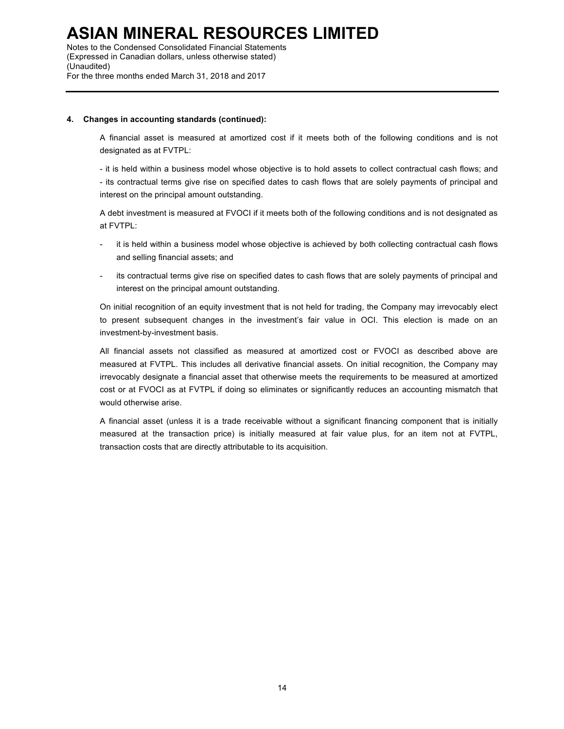**4. Changes in accounting standards (continued):**

A financial asset is measured at amortized cost if it meets both of the following conditions and is not designated as at FVTPL:

- it is held within a business model whose objective is to hold assets to collect contractual cash flows; and
- its contractual terms give rise on specified dates to cash flows that are solely payments of principal and interest on the principal amount outstanding.

A debt investment is measured at FVOCI if it meets both of the following conditions and is not designated as at FVTPL:

- it is held within a business model whose objective is achieved by both collecting contractual cash flows and selling financial assets; and
- its contractual terms give rise on specified dates to cash flows that are solely payments of principal and interest on the principal amount outstanding.

On initial recognition of an equity investment that is not held for trading, the Company may irrevocably elect to present subsequent changes in the investment's fair value in OCI. This election is made on an investment-by-investment basis.

All financial assets not classified as measured at amortized cost or FVOCI as described above are measured at FVTPL. This includes all derivative financial assets. On initial recognition, the Company may irrevocably designate a financial asset that otherwise meets the requirements to be measured at amortized cost or at FVOCI as at FVTPL if doing so eliminates or significantly reduces an accounting mismatch that would otherwise arise.

A financial asset (unless it is a trade receivable without a significant financing component that is initially measured at the transaction price) is initially measured at fair value plus, for an item not at FVTPL, transaction costs that are directly attributable to its acquisition.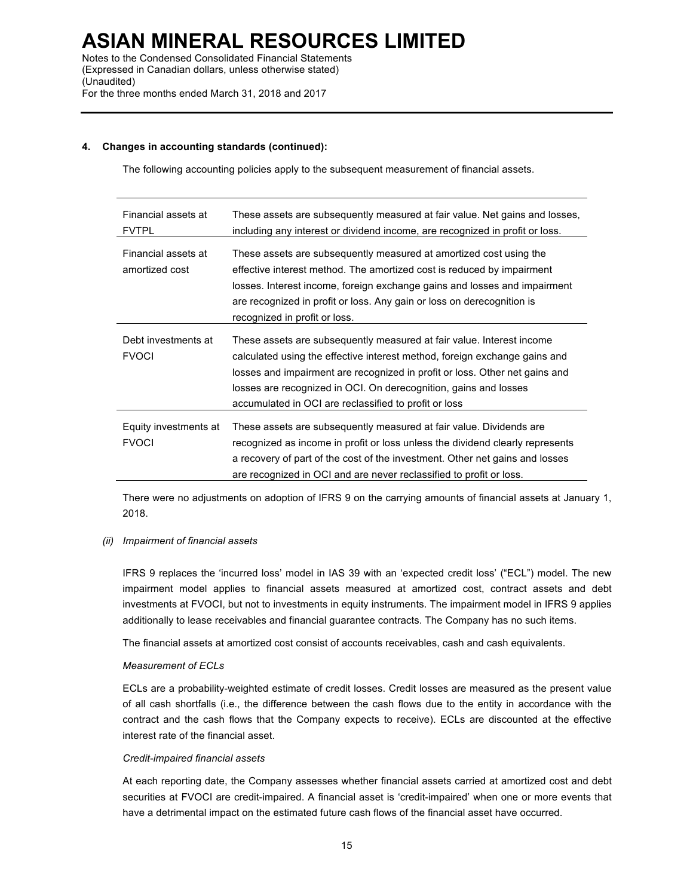**4. Changes in accounting standards (continued):**

The following accounting policies apply to the subsequent measurement of financial assets.

| | |
|---|---|
| Financial assets at FVTPL | These assets are subsequently measured at fair value. Net gains and losses, including any interest or dividend income, are recognized in profit or loss. |
| Financial assets at amortized cost | These assets are subsequently measured at amortized cost using the effective interest method. The amortized cost is reduced by impairment losses. Interest income, foreign exchange gains and losses and impairment are recognized in profit or loss. Any gain or loss on derecognition is recognized in profit or loss. |
| Debt investments at FVOCI | These assets are subsequently measured at fair value. Interest income calculated using the effective interest method, foreign exchange gains and losses and impairment are recognized in profit or loss. Other net gains and losses are recognized in OCI. On derecognition, gains and losses accumulated in OCI are reclassified to profit or loss |
| Equity investments at FVOCI | These assets are subsequently measured at fair value. Dividends are recognized as income in profit or loss unless the dividend clearly represents a recovery of part of the cost of the investment. Other net gains and losses are recognized in OCI and are never reclassified to profit or loss. |

There were no adjustments on adoption of IFRS 9 on the carrying amounts of financial assets at January 1, 2018.

*(ii) Impairment of financial assets*

IFRS 9 replaces the 'incurred loss' model in IAS 39 with an 'expected credit loss' ("ECL") model. The new impairment model applies to financial assets measured at amortized cost, contract assets and debt investments at FVOCI, but not to investments in equity instruments. The impairment model in IFRS 9 applies additionally to lease receivables and financial guarantee contracts. The Company has no such items.

The financial assets at amortized cost consist of accounts receivables, cash and cash equivalents.

*Measurement of ECLs*

ECLs are a probability-weighted estimate of credit losses. Credit losses are measured as the present value of all cash shortfalls (i.e., the difference between the cash flows due to the entity in accordance with the contract and the cash flows that the Company expects to receive). ECLs are discounted at the effective interest rate of the financial asset.

*Credit-impaired financial assets*

At each reporting date, the Company assesses whether financial assets carried at amortized cost and debt securities at FVOCI are credit-impaired. A financial asset is 'credit-impaired' when one or more events that have a detrimental impact on the estimated future cash flows of the financial asset have occurred.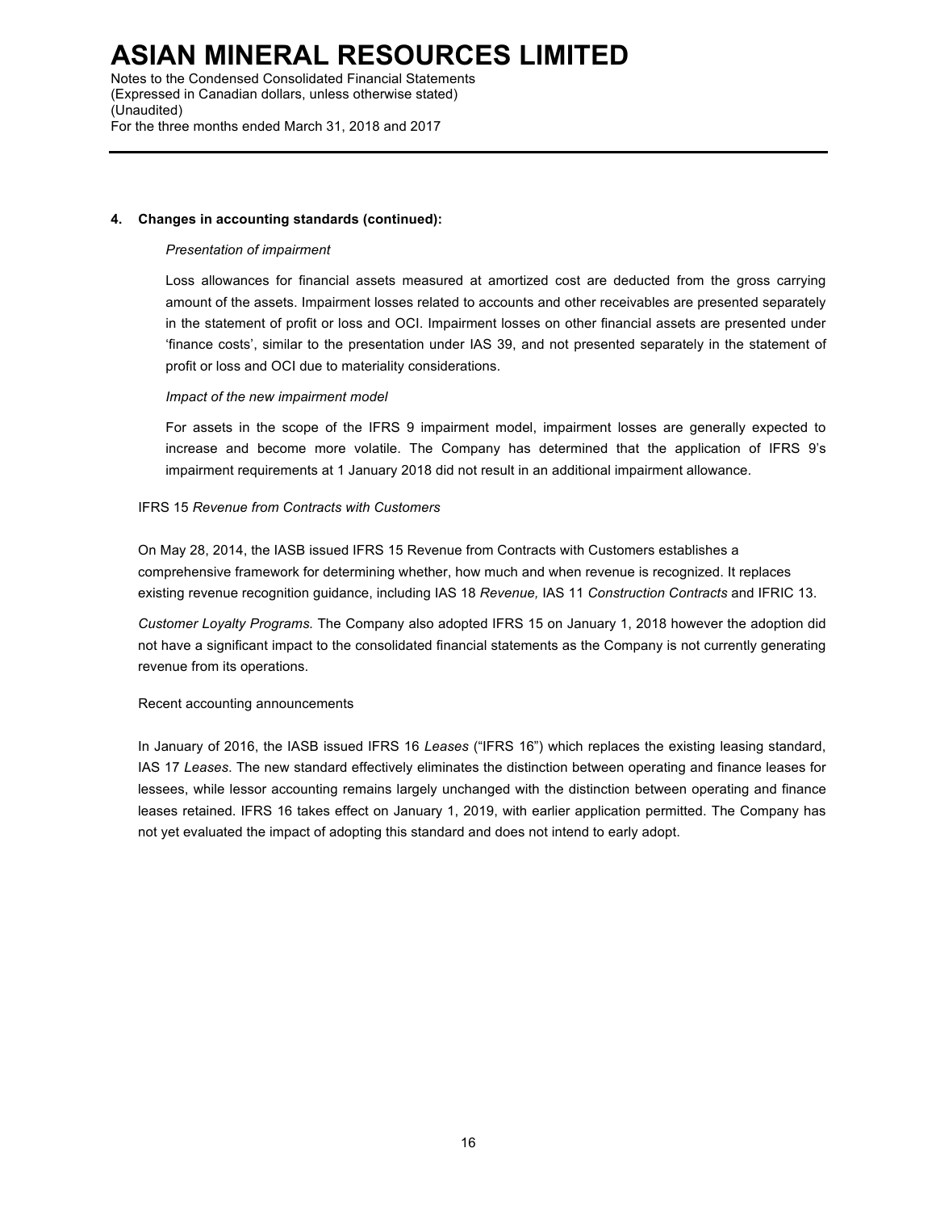### 4. Changes in accounting standards (continued):

*Presentation of impairment*

Loss allowances for financial assets measured at amortized cost are deducted from the gross carrying amount of the assets. Impairment losses related to accounts and other receivables are presented separately in the statement of profit or loss and OCI. Impairment losses on other financial assets are presented under 'finance costs', similar to the presentation under IAS 39, and not presented separately in the statement of profit or loss and OCI due to materiality considerations.

*Impact of the new impairment model*

For assets in the scope of the IFRS 9 impairment model, impairment losses are generally expected to increase and become more volatile. The Company has determined that the application of IFRS 9's impairment requirements at 1 January 2018 did not result in an additional impairment allowance.

IFRS 15 *Revenue from Contracts with Customers*

On May 28, 2014, the IASB issued IFRS 15 Revenue from Contracts with Customers establishes a comprehensive framework for determining whether, how much and when revenue is recognized. It replaces existing revenue recognition guidance, including IAS 18 *Revenue,* IAS 11 *Construction Contracts* and IFRIC 13.

*Customer Loyalty Programs.* The Company also adopted IFRS 15 on January 1, 2018 however the adoption did not have a significant impact to the consolidated financial statements as the Company is not currently generating revenue from its operations.

Recent accounting announcements

In January of 2016, the IASB issued IFRS 16 *Leases* ("IFRS 16") which replaces the existing leasing standard, IAS 17 *Leases*. The new standard effectively eliminates the distinction between operating and finance leases for lessees, while lessor accounting remains largely unchanged with the distinction between operating and finance leases retained. IFRS 16 takes effect on January 1, 2019, with earlier application permitted. The Company has not yet evaluated the impact of adopting this standard and does not intend to early adopt.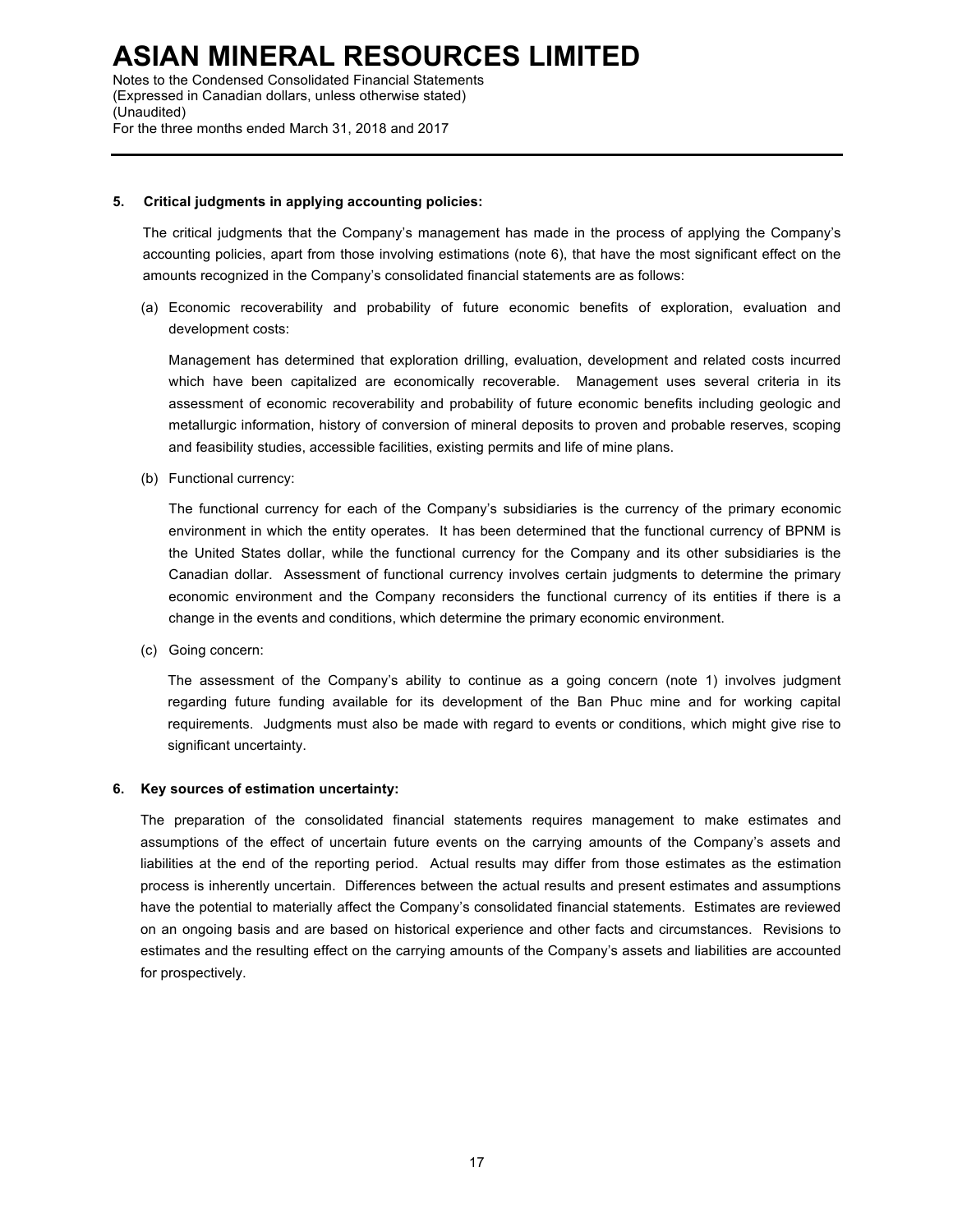## 5. Critical judgments in applying accounting policies:

The critical judgments that the Company's management has made in the process of applying the Company's accounting policies, apart from those involving estimations (note 6), that have the most significant effect on the amounts recognized in the Company's consolidated financial statements are as follows:

(a) Economic recoverability and probability of future economic benefits of exploration, evaluation and development costs:

Management has determined that exploration drilling, evaluation, development and related costs incurred which have been capitalized are economically recoverable. Management uses several criteria in its assessment of economic recoverability and probability of future economic benefits including geologic and metallurgic information, history of conversion of mineral deposits to proven and probable reserves, scoping and feasibility studies, accessible facilities, existing permits and life of mine plans.

(b) Functional currency:

The functional currency for each of the Company's subsidiaries is the currency of the primary economic environment in which the entity operates. It has been determined that the functional currency of BPNM is the United States dollar, while the functional currency for the Company and its other subsidiaries is the Canadian dollar. Assessment of functional currency involves certain judgments to determine the primary economic environment and the Company reconsiders the functional currency of its entities if there is a change in the events and conditions, which determine the primary economic environment.

(c) Going concern:

The assessment of the Company's ability to continue as a going concern (note 1) involves judgment regarding future funding available for its development of the Ban Phuc mine and for working capital requirements. Judgments must also be made with regard to events or conditions, which might give rise to significant uncertainty.

## 6. Key sources of estimation uncertainty:

The preparation of the consolidated financial statements requires management to make estimates and assumptions of the effect of uncertain future events on the carrying amounts of the Company's assets and liabilities at the end of the reporting period. Actual results may differ from those estimates as the estimation process is inherently uncertain. Differences between the actual results and present estimates and assumptions have the potential to materially affect the Company's consolidated financial statements. Estimates are reviewed on an ongoing basis and are based on historical experience and other facts and circumstances. Revisions to estimates and the resulting effect on the carrying amounts of the Company's assets and liabilities are accounted for prospectively.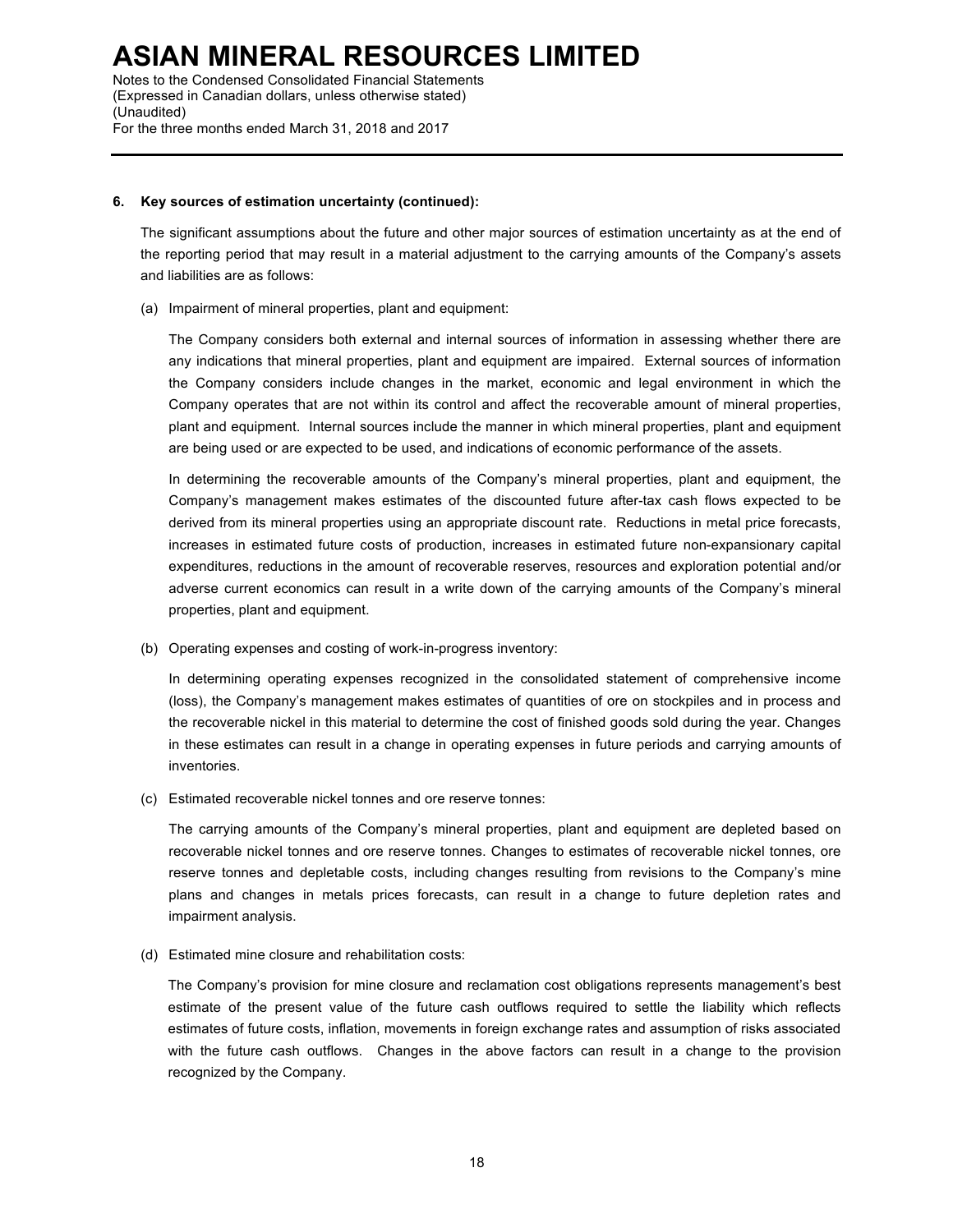## 6. Key sources of estimation uncertainty (continued):

The significant assumptions about the future and other major sources of estimation uncertainty as at the end of the reporting period that may result in a material adjustment to the carrying amounts of the Company's assets and liabilities are as follows:

(a) Impairment of mineral properties, plant and equipment:

The Company considers both external and internal sources of information in assessing whether there are any indications that mineral properties, plant and equipment are impaired. External sources of information the Company considers include changes in the market, economic and legal environment in which the Company operates that are not within its control and affect the recoverable amount of mineral properties, plant and equipment. Internal sources include the manner in which mineral properties, plant and equipment are being used or are expected to be used, and indications of economic performance of the assets.

In determining the recoverable amounts of the Company's mineral properties, plant and equipment, the Company's management makes estimates of the discounted future after-tax cash flows expected to be derived from its mineral properties using an appropriate discount rate. Reductions in metal price forecasts, increases in estimated future costs of production, increases in estimated future non-expansionary capital expenditures, reductions in the amount of recoverable reserves, resources and exploration potential and/or adverse current economics can result in a write down of the carrying amounts of the Company's mineral properties, plant and equipment.

(b) Operating expenses and costing of work-in-progress inventory:

In determining operating expenses recognized in the consolidated statement of comprehensive income (loss), the Company's management makes estimates of quantities of ore on stockpiles and in process and the recoverable nickel in this material to determine the cost of finished goods sold during the year. Changes in these estimates can result in a change in operating expenses in future periods and carrying amounts of inventories.

(c) Estimated recoverable nickel tonnes and ore reserve tonnes:

The carrying amounts of the Company's mineral properties, plant and equipment are depleted based on recoverable nickel tonnes and ore reserve tonnes. Changes to estimates of recoverable nickel tonnes, ore reserve tonnes and depletable costs, including changes resulting from revisions to the Company's mine plans and changes in metals prices forecasts, can result in a change to future depletion rates and impairment analysis.

(d) Estimated mine closure and rehabilitation costs:

The Company's provision for mine closure and reclamation cost obligations represents management's best estimate of the present value of the future cash outflows required to settle the liability which reflects estimates of future costs, inflation, movements in foreign exchange rates and assumption of risks associated with the future cash outflows. Changes in the above factors can result in a change to the provision recognized by the Company.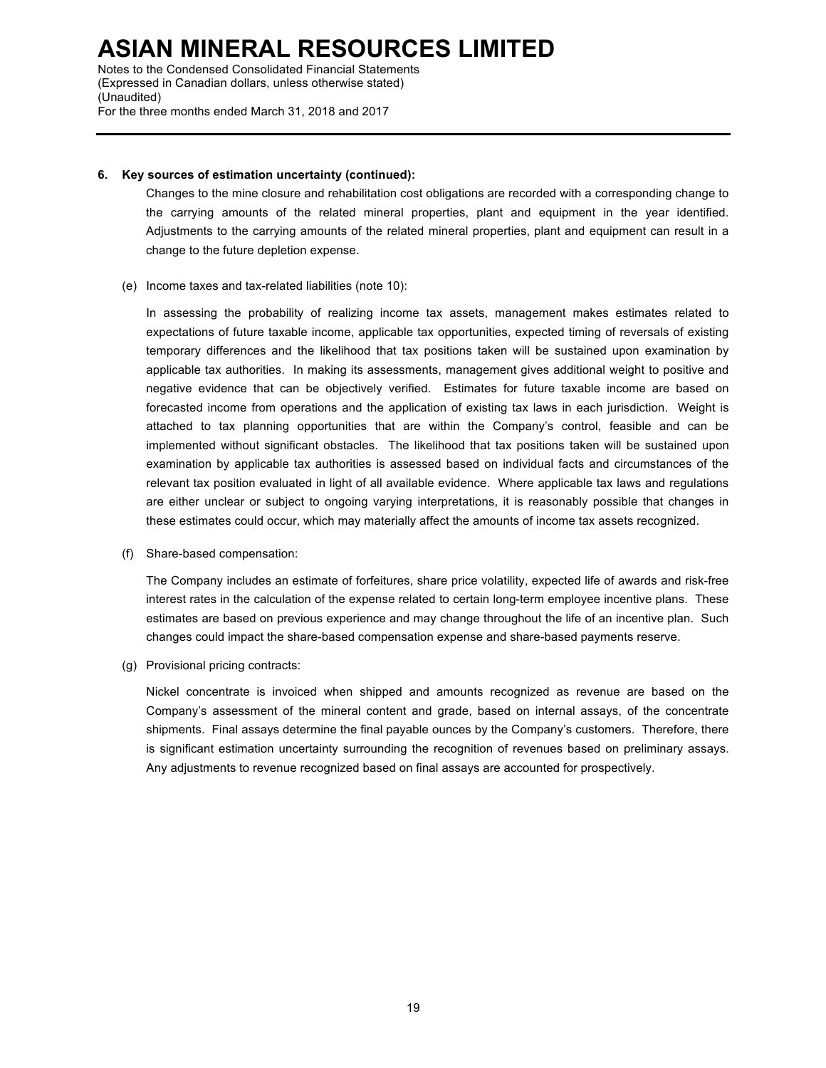**6. Key sources of estimation uncertainty (continued):**

Changes to the mine closure and rehabilitation cost obligations are recorded with a corresponding change to the carrying amounts of the related mineral properties, plant and equipment in the year identified. Adjustments to the carrying amounts of the related mineral properties, plant and equipment can result in a change to the future depletion expense.

(e) Income taxes and tax-related liabilities (note 10):

In assessing the probability of realizing income tax assets, management makes estimates related to expectations of future taxable income, applicable tax opportunities, expected timing of reversals of existing temporary differences and the likelihood that tax positions taken will be sustained upon examination by applicable tax authorities. In making its assessments, management gives additional weight to positive and negative evidence that can be objectively verified. Estimates for future taxable income are based on forecasted income from operations and the application of existing tax laws in each jurisdiction. Weight is attached to tax planning opportunities that are within the Company's control, feasible and can be implemented without significant obstacles. The likelihood that tax positions taken will be sustained upon examination by applicable tax authorities is assessed based on individual facts and circumstances of the relevant tax position evaluated in light of all available evidence. Where applicable tax laws and regulations are either unclear or subject to ongoing varying interpretations, it is reasonably possible that changes in these estimates could occur, which may materially affect the amounts of income tax assets recognized.

(f) Share-based compensation:

The Company includes an estimate of forfeitures, share price volatility, expected life of awards and risk-free interest rates in the calculation of the expense related to certain long-term employee incentive plans. These estimates are based on previous experience and may change throughout the life of an incentive plan. Such changes could impact the share-based compensation expense and share-based payments reserve.

(g) Provisional pricing contracts:

Nickel concentrate is invoiced when shipped and amounts recognized as revenue are based on the Company's assessment of the mineral content and grade, based on internal assays, of the concentrate shipments. Final assays determine the final payable ounces by the Company's customers. Therefore, there is significant estimation uncertainty surrounding the recognition of revenues based on preliminary assays. Any adjustments to revenue recognized based on final assays are accounted for prospectively.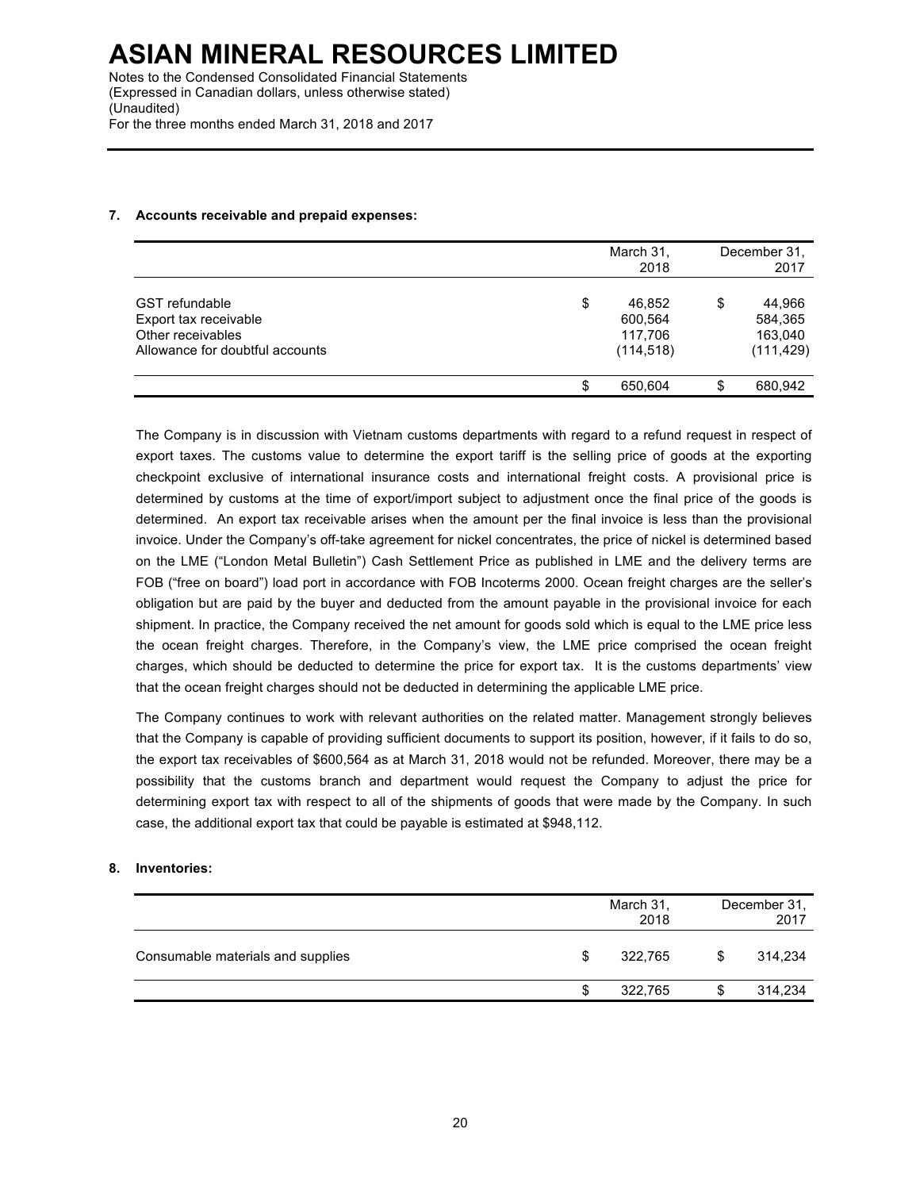**7. Accounts receivable and prepaid expenses:**

| | March 31, 2018 | December 31, 2017 |
|---|---|---|
| GST refundable | $ 46,852 | $ 44,966 |
| Export tax receivable | 600,564 | 584,365 |
| Other receivables | 117,706 | 163,040 |
| Allowance for doubtful accounts | (114,518) | (111,429) |
| | $ 650,604 | $ 680,942 |

The Company is in discussion with Vietnam customs departments with regard to a refund request in respect of export taxes. The customs value to determine the export tariff is the selling price of goods at the exporting checkpoint exclusive of international insurance costs and international freight costs. A provisional price is determined by customs at the time of export/import subject to adjustment once the final price of the goods is determined. An export tax receivable arises when the amount per the final invoice is less than the provisional invoice. Under the Company's off-take agreement for nickel concentrates, the price of nickel is determined based on the LME ("London Metal Bulletin") Cash Settlement Price as published in LME and the delivery terms are FOB ("free on board") load port in accordance with FOB Incoterms 2000. Ocean freight charges are the seller's obligation but are paid by the buyer and deducted from the amount payable in the provisional invoice for each shipment. In practice, the Company received the net amount for goods sold which is equal to the LME price less the ocean freight charges. Therefore, in the Company's view, the LME price comprised the ocean freight charges, which should be deducted to determine the price for export tax. It is the customs departments' view that the ocean freight charges should not be deducted in determining the applicable LME price.

The Company continues to work with relevant authorities on the related matter. Management strongly believes that the Company is capable of providing sufficient documents to support its position, however, if it fails to do so, the export tax receivables of $600,564 as at March 31, 2018 would not be refunded. Moreover, there may be a possibility that the customs branch and department would request the Company to adjust the price for determining export tax with respect to all of the shipments of goods that were made by the Company. In such case, the additional export tax that could be payable is estimated at $948,112.

**8. Inventories:**

| | March 31, 2018 | December 31, 2017 |
|---|---|---|
| Consumable materials and supplies | $ 322,765 | $ 314,234 |
| | $ 322,765 | $ 314,234 |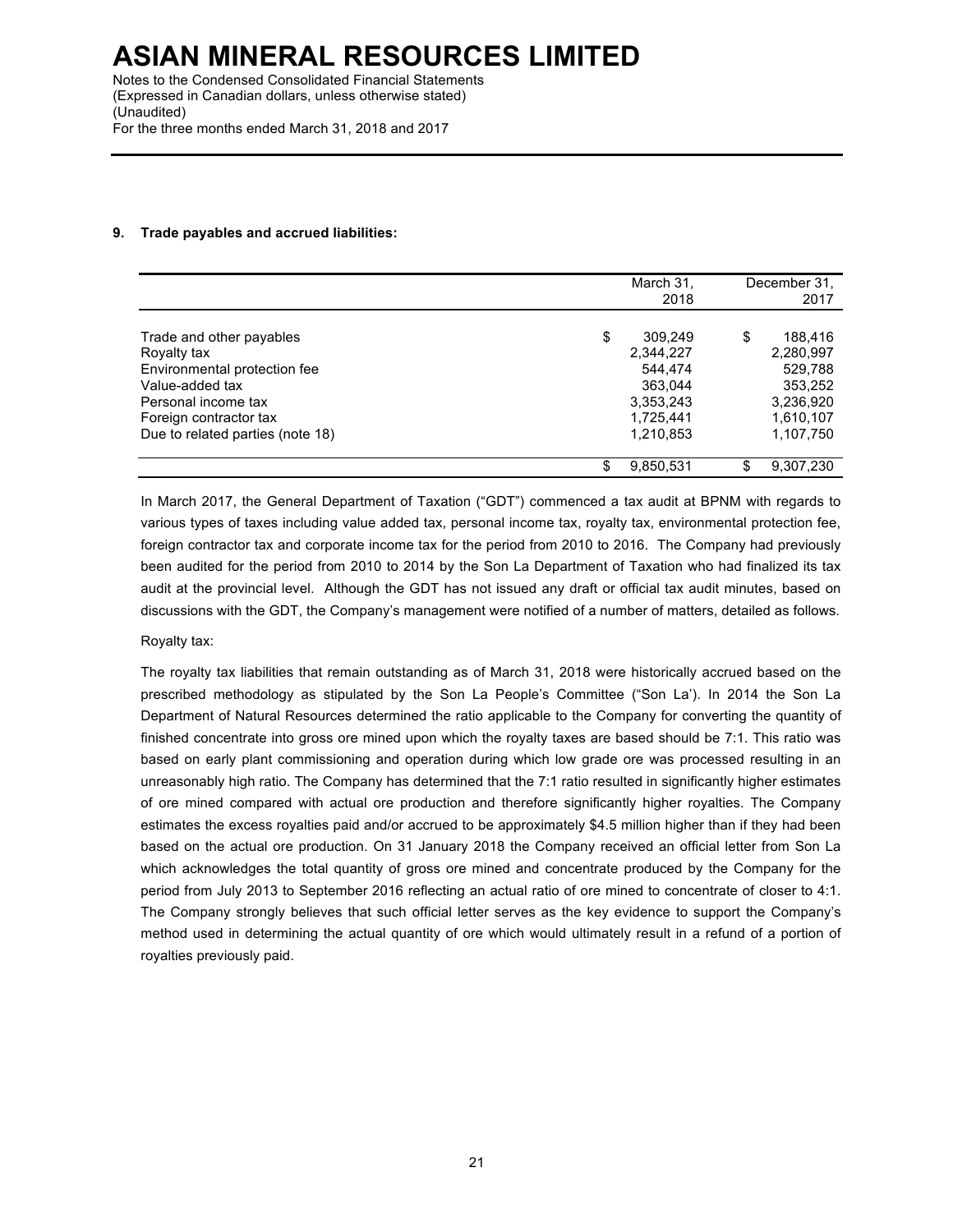### 9. Trade payables and accrued liabilities:

| | March 31, 2018 | December 31, 2017 |
|---|---|---|
| Trade and other payables | $ 309,249 | $ 188,416 |
| Royalty tax | 2,344,227 | 2,280,997 |
| Environmental protection fee | 544,474 | 529,788 |
| Value-added tax | 363,044 | 353,252 |
| Personal income tax | 3,353,243 | 3,236,920 |
| Foreign contractor tax | 1,725,441 | 1,610,107 |
| Due to related parties (note 18) | 1,210,853 | 1,107,750 |
| | $ 9,850,531 | $ 9,307,230 |

In March 2017, the General Department of Taxation ("GDT") commenced a tax audit at BPNM with regards to various types of taxes including value added tax, personal income tax, royalty tax, environmental protection fee, foreign contractor tax and corporate income tax for the period from 2010 to 2016. The Company had previously been audited for the period from 2010 to 2014 by the Son La Department of Taxation who had finalized its tax audit at the provincial level. Although the GDT has not issued any draft or official tax audit minutes, based on discussions with the GDT, the Company's management were notified of a number of matters, detailed as follows.

Royalty tax:

The royalty tax liabilities that remain outstanding as of March 31, 2018 were historically accrued based on the prescribed methodology as stipulated by the Son La People's Committee ("Son La'). In 2014 the Son La Department of Natural Resources determined the ratio applicable to the Company for converting the quantity of finished concentrate into gross ore mined upon which the royalty taxes are based should be 7:1. This ratio was based on early plant commissioning and operation during which low grade ore was processed resulting in an unreasonably high ratio. The Company has determined that the 7:1 ratio resulted in significantly higher estimates of ore mined compared with actual ore production and therefore significantly higher royalties. The Company estimates the excess royalties paid and/or accrued to be approximately $4.5 million higher than if they had been based on the actual ore production. On 31 January 2018 the Company received an official letter from Son La which acknowledges the total quantity of gross ore mined and concentrate produced by the Company for the period from July 2013 to September 2016 reflecting an actual ratio of ore mined to concentrate of closer to 4:1. The Company strongly believes that such official letter serves as the key evidence to support the Company's method used in determining the actual quantity of ore which would ultimately result in a refund of a portion of royalties previously paid.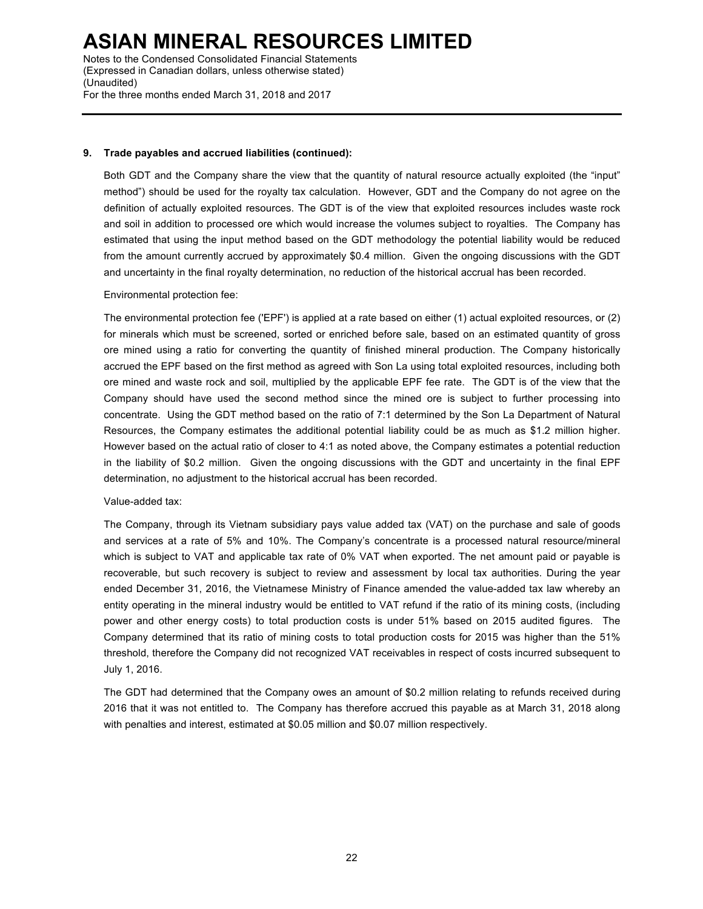**9. Trade payables and accrued liabilities (continued):**

Both GDT and the Company share the view that the quantity of natural resource actually exploited (the "input" method") should be used for the royalty tax calculation. However, GDT and the Company do not agree on the definition of actually exploited resources. The GDT is of the view that exploited resources includes waste rock and soil in addition to processed ore which would increase the volumes subject to royalties. The Company has estimated that using the input method based on the GDT methodology the potential liability would be reduced from the amount currently accrued by approximately \$0.4 million. Given the ongoing discussions with the GDT and uncertainty in the final royalty determination, no reduction of the historical accrual has been recorded.

Environmental protection fee:

The environmental protection fee ('EPF') is applied at a rate based on either (1) actual exploited resources, or (2) for minerals which must be screened, sorted or enriched before sale, based on an estimated quantity of gross ore mined using a ratio for converting the quantity of finished mineral production. The Company historically accrued the EPF based on the first method as agreed with Son La using total exploited resources, including both ore mined and waste rock and soil, multiplied by the applicable EPF fee rate. The GDT is of the view that the Company should have used the second method since the mined ore is subject to further processing into concentrate. Using the GDT method based on the ratio of 7:1 determined by the Son La Department of Natural Resources, the Company estimates the additional potential liability could be as much as \$1.2 million higher. However based on the actual ratio of closer to 4:1 as noted above, the Company estimates a potential reduction in the liability of \$0.2 million. Given the ongoing discussions with the GDT and uncertainty in the final EPF determination, no adjustment to the historical accrual has been recorded.

Value-added tax:

The Company, through its Vietnam subsidiary pays value added tax (VAT) on the purchase and sale of goods and services at a rate of 5% and 10%. The Company's concentrate is a processed natural resource/mineral which is subject to VAT and applicable tax rate of 0% VAT when exported. The net amount paid or payable is recoverable, but such recovery is subject to review and assessment by local tax authorities. During the year ended December 31, 2016, the Vietnamese Ministry of Finance amended the value-added tax law whereby an entity operating in the mineral industry would be entitled to VAT refund if the ratio of its mining costs, (including power and other energy costs) to total production costs is under 51% based on 2015 audited figures. The Company determined that its ratio of mining costs to total production costs for 2015 was higher than the 51% threshold, therefore the Company did not recognized VAT receivables in respect of costs incurred subsequent to July 1, 2016.

The GDT had determined that the Company owes an amount of \$0.2 million relating to refunds received during 2016 that it was not entitled to. The Company has therefore accrued this payable as at March 31, 2018 along with penalties and interest, estimated at \$0.05 million and \$0.07 million respectively.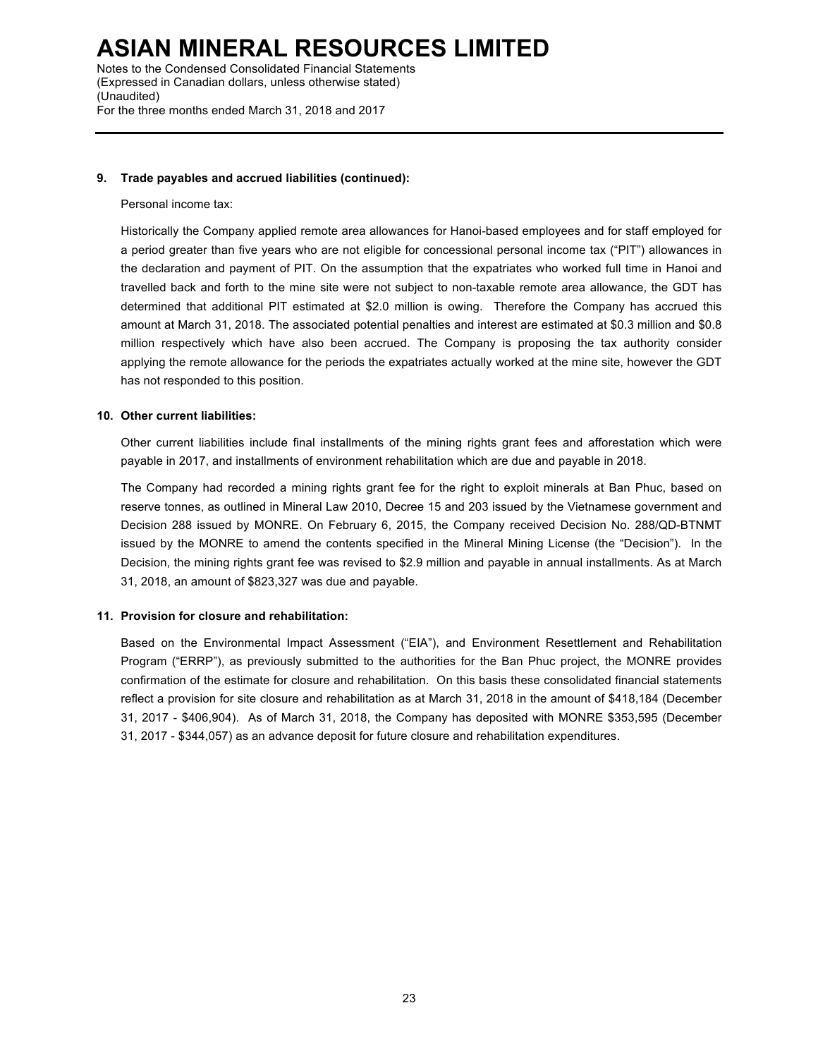**9. Trade payables and accrued liabilities (continued):**

Personal income tax:

Historically the Company applied remote area allowances for Hanoi-based employees and for staff employed for a period greater than five years who are not eligible for concessional personal income tax ("PIT") allowances in the declaration and payment of PIT. On the assumption that the expatriates who worked full time in Hanoi and travelled back and forth to the mine site were not subject to non-taxable remote area allowance, the GDT has determined that additional PIT estimated at $2.0 million is owing. Therefore the Company has accrued this amount at March 31, 2018. The associated potential penalties and interest are estimated at $0.3 million and $0.8 million respectively which have also been accrued. The Company is proposing the tax authority consider applying the remote allowance for the periods the expatriates actually worked at the mine site, however the GDT has not responded to this position.

**10. Other current liabilities:**

Other current liabilities include final installments of the mining rights grant fees and afforestation which were payable in 2017, and installments of environment rehabilitation which are due and payable in 2018.

The Company had recorded a mining rights grant fee for the right to exploit minerals at Ban Phuc, based on reserve tonnes, as outlined in Mineral Law 2010, Decree 15 and 203 issued by the Vietnamese government and Decision 288 issued by MONRE. On February 6, 2015, the Company received Decision No. 288/QD-BTNMT issued by the MONRE to amend the contents specified in the Mineral Mining License (the "Decision"). In the Decision, the mining rights grant fee was revised to $2.9 million and payable in annual installments. As at March 31, 2018, an amount of $823,327 was due and payable.

**11. Provision for closure and rehabilitation:**

Based on the Environmental Impact Assessment ("EIA"), and Environment Resettlement and Rehabilitation Program ("ERRP"), as previously submitted to the authorities for the Ban Phuc project, the MONRE provides confirmation of the estimate for closure and rehabilitation. On this basis these consolidated financial statements reflect a provision for site closure and rehabilitation as at March 31, 2018 in the amount of $418,184 (December 31, 2017 - $406,904). As of March 31, 2018, the Company has deposited with MONRE $353,595 (December 31, 2017 - $344,057) as an advance deposit for future closure and rehabilitation expenditures.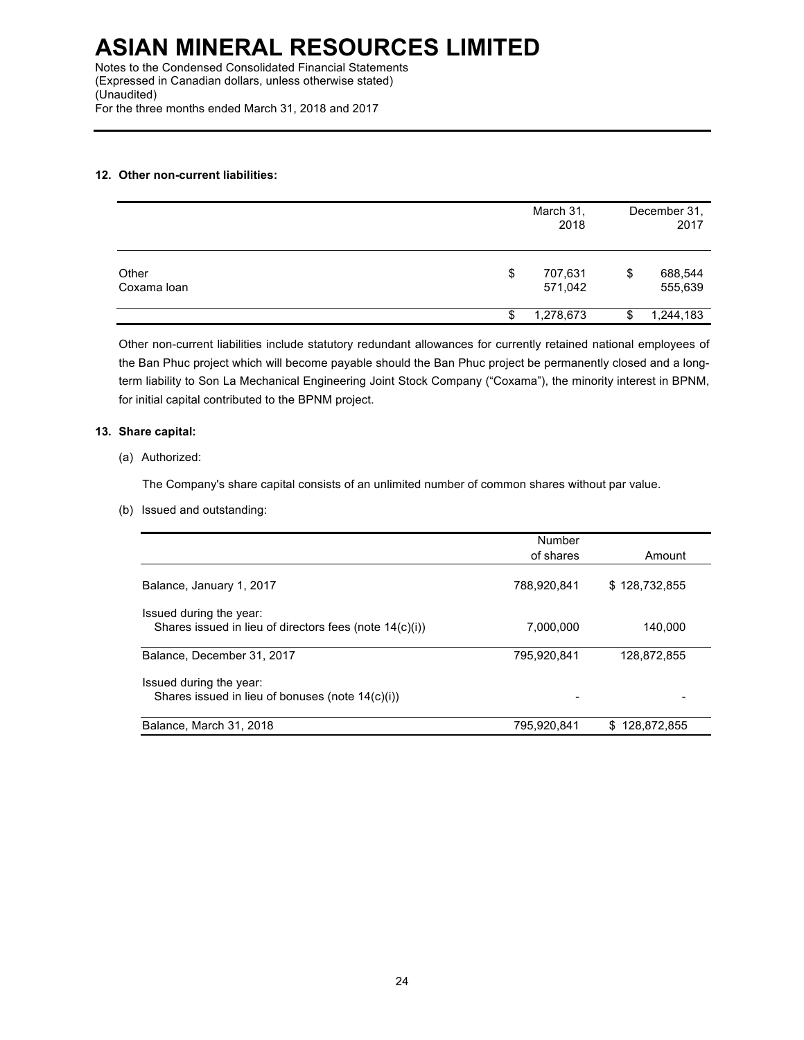# ASIAN MINERAL RESOURCES LIMITED

Notes to the Condensed Consolidated Financial Statements
(Expressed in Canadian dollars, unless otherwise stated)
(Unaudited)
For the three months ended March 31, 2018 and 2017

**12. Other non-current liabilities:**

| | March 31, 2018 | December 31, 2017 |
|---|---|---|
| Other | $ 707,631 | $ 688,544 |
| Coxama loan | 571,042 | 555,639 |
| | $ 1,278,673 | $ 1,244,183 |

Other non-current liabilities include statutory redundant allowances for currently retained national employees of the Ban Phuc project which will become payable should the Ban Phuc project be permanently closed and a long-term liability to Son La Mechanical Engineering Joint Stock Company ("Coxama"), the minority interest in BPNM, for initial capital contributed to the BPNM project.

**13. Share capital:**

(a) Authorized:

The Company's share capital consists of an unlimited number of common shares without par value.

(b) Issued and outstanding:

| | Number of shares | Amount |
|---|---|---|
| Balance, January 1, 2017 | 788,920,841 | $ 128,732,855 |
| Issued during the year: | | |
| Shares issued in lieu of directors fees (note 14(c)(i)) | 7,000,000 | 140,000 |
| Balance, December 31, 2017 | 795,920,841 | 128,872,855 |
| Issued during the year: | | |
| Shares issued in lieu of bonuses (note 14(c)(i)) | - | - |
| Balance, March 31, 2018 | 795,920,841 | $ 128,872,855 |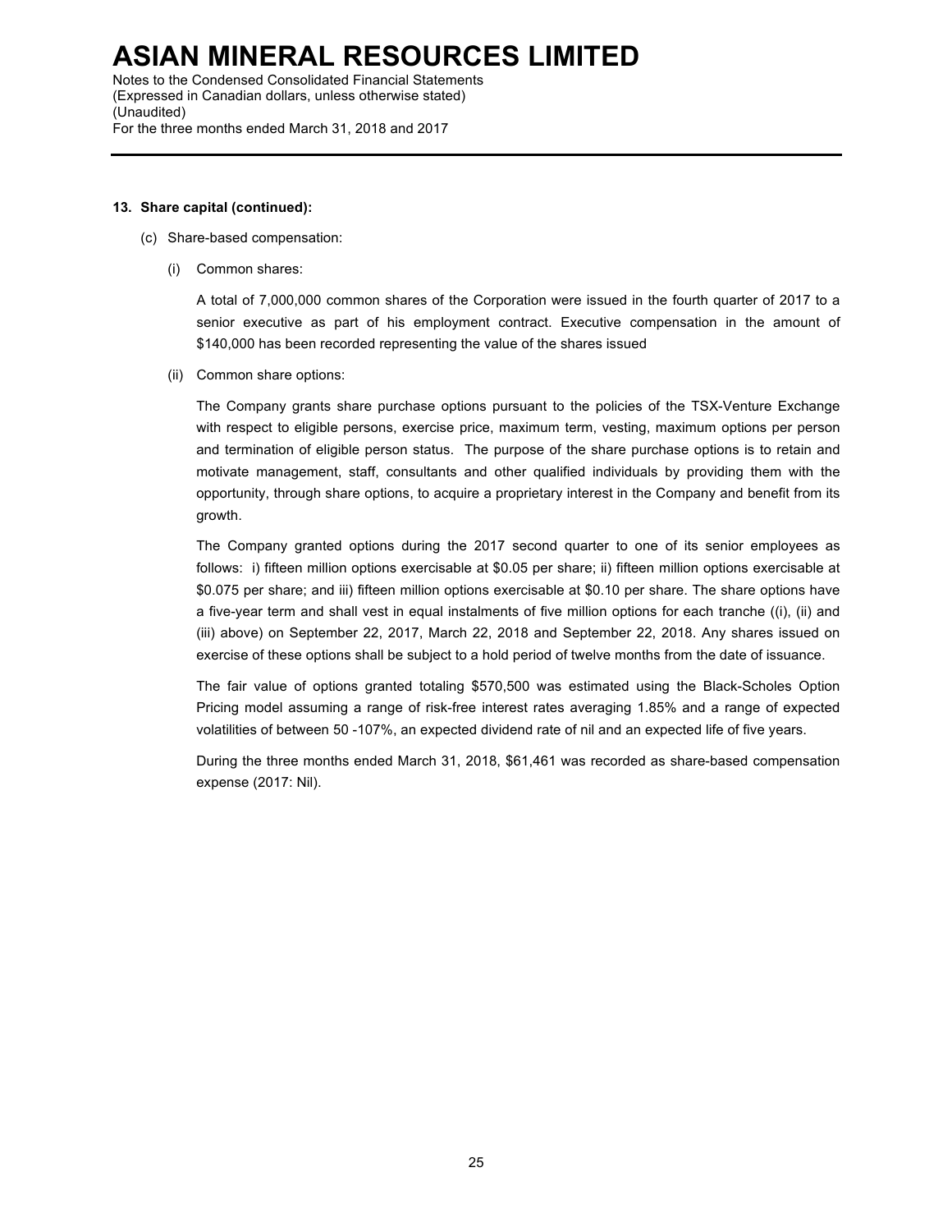**13. Share capital (continued):**

(c) Share-based compensation:

(i) Common shares:

A total of 7,000,000 common shares of the Corporation were issued in the fourth quarter of 2017 to a senior executive as part of his employment contract. Executive compensation in the amount of $140,000 has been recorded representing the value of the shares issued

(ii) Common share options:

The Company grants share purchase options pursuant to the policies of the TSX-Venture Exchange with respect to eligible persons, exercise price, maximum term, vesting, maximum options per person and termination of eligible person status. The purpose of the share purchase options is to retain and motivate management, staff, consultants and other qualified individuals by providing them with the opportunity, through share options, to acquire a proprietary interest in the Company and benefit from its growth.

The Company granted options during the 2017 second quarter to one of its senior employees as follows: i) fifteen million options exercisable at $0.05 per share; ii) fifteen million options exercisable at $0.075 per share; and iii) fifteen million options exercisable at $0.10 per share. The share options have a five-year term and shall vest in equal instalments of five million options for each tranche ((i), (ii) and (iii) above) on September 22, 2017, March 22, 2018 and September 22, 2018. Any shares issued on exercise of these options shall be subject to a hold period of twelve months from the date of issuance.

The fair value of options granted totaling $570,500 was estimated using the Black-Scholes Option Pricing model assuming a range of risk-free interest rates averaging 1.85% and a range of expected volatilities of between 50 -107%, an expected dividend rate of nil and an expected life of five years.

During the three months ended March 31, 2018, $61,461 was recorded as share-based compensation expense (2017: Nil).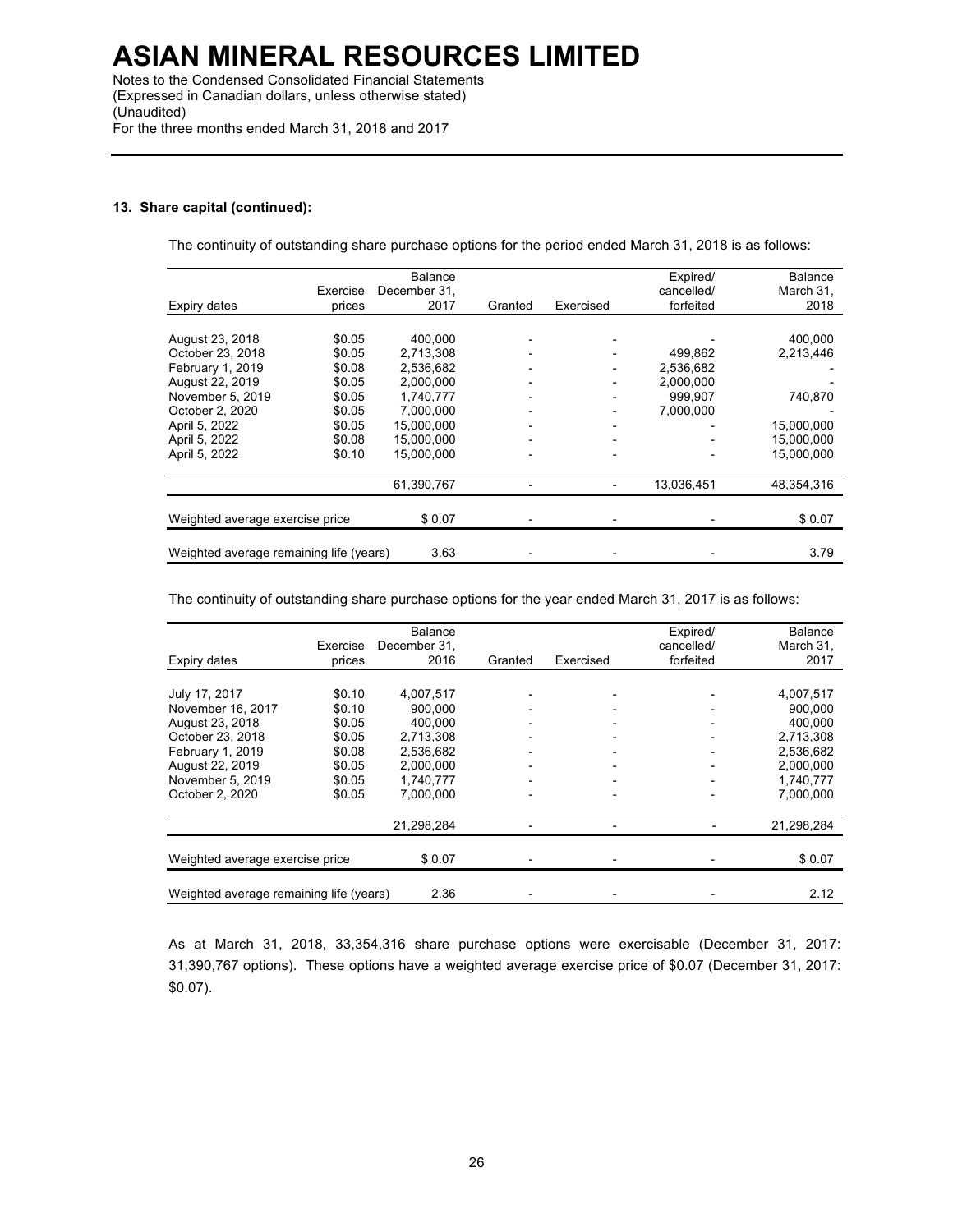# ASIAN MINERAL RESOURCES LIMITED

Notes to the Condensed Consolidated Financial Statements
(Expressed in Canadian dollars, unless otherwise stated)
(Unaudited)
For the three months ended March 31, 2018 and 2017

**13. Share capital (continued):**

The continuity of outstanding share purchase options for the period ended March 31, 2018 is as follows:

| Expiry dates | Exercise prices | Balance December 31, 2017 | Granted | Exercised | Expired/ cancelled/ forfeited | Balance March 31, 2018 |
|---|---|---|---|---|---|---|
| August 23, 2018 | $0.05 | 400,000 | - | - | - | 400,000 |
| October 23, 2018 | $0.05 | 2,713,308 | - | - | 499,862 | 2,213,446 |
| February 1, 2019 | $0.08 | 2,536,682 | - | - | 2,536,682 | - |
| August 22, 2019 | $0.05 | 2,000,000 | - | - | 2,000,000 | - |
| November 5, 2019 | $0.05 | 1,740,777 | - | - | 999,907 | 740,870 |
| October 2, 2020 | $0.05 | 7,000,000 | - | - | 7,000,000 | - |
| April 5, 2022 | $0.05 | 15,000,000 | - | - | - | 15,000,000 |
| April 5, 2022 | $0.08 | 15,000,000 | - | - | - | 15,000,000 |
| April 5, 2022 | $0.10 | 15,000,000 | - | - | - | 15,000,000 |
| | | 61,390,767 | - | - | 13,036,451 | 48,354,316 |
| Weighted average exercise price | | $ 0.07 | - | - | - | $ 0.07 |
| Weighted average remaining life (years) | | 3.63 | - | - | - | 3.79 |

The continuity of outstanding share purchase options for the year ended March 31, 2017 is as follows:

| Expiry dates | Exercise prices | Balance December 31, 2016 | Granted | Exercised | Expired/ cancelled/ forfeited | Balance March 31, 2017 |
|---|---|---|---|---|---|---|
| July 17, 2017 | $0.10 | 4,007,517 | - | - | - | 4,007,517 |
| November 16, 2017 | $0.10 | 900,000 | - | - | - | 900,000 |
| August 23, 2018 | $0.05 | 400,000 | - | - | - | 400,000 |
| October 23, 2018 | $0.05 | 2,713,308 | - | - | - | 2,713,308 |
| February 1, 2019 | $0.08 | 2,536,682 | - | - | - | 2,536,682 |
| August 22, 2019 | $0.05 | 2,000,000 | - | - | - | 2,000,000 |
| November 5, 2019 | $0.05 | 1,740,777 | - | - | - | 1,740,777 |
| October 2, 2020 | $0.05 | 7,000,000 | - | - | - | 7,000,000 |
| | | 21,298,284 | - | - | - | 21,298,284 |
| Weighted average exercise price | | $ 0.07 | - | - | - | $ 0.07 |
| Weighted average remaining life (years) | | 2.36 | - | - | - | 2.12 |

As at March 31, 2018, 33,354,316 share purchase options were exercisable (December 31, 2017: 31,390,767 options). These options have a weighted average exercise price of $0.07 (December 31, 2017: $0.07).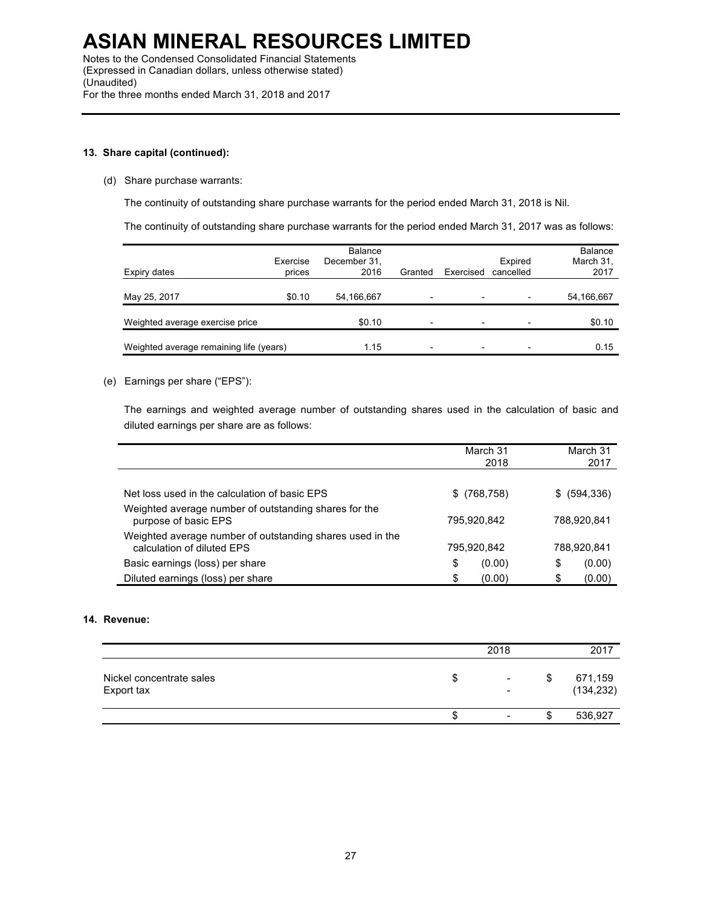**13. Share capital (continued):**

(d) Share purchase warrants:

The continuity of outstanding share purchase warrants for the period ended March 31, 2018 is Nil.

The continuity of outstanding share purchase warrants for the period ended March 31, 2017 was as follows:

| Expiry dates | Exercise prices | Balance December 31, 2016 | Granted | Exercised | Expired cancelled | Balance March 31, 2017 |
|---|---|---|---|---|---|---|
| May 25, 2017 | $0.10 | 54,166,667 | - | - | - | 54,166,667 |
| Weighted average exercise price | | $0.10 | - | - | - | $0.10 |
| Weighted average remaining life (years) | | 1.15 | - | - | - | 0.15 |

(e) Earnings per share ("EPS"):

The earnings and weighted average number of outstanding shares used in the calculation of basic and diluted earnings per share are as follows:

| | March 31 2018 | March 31 2017 |
|---|---|---|
| Net loss used in the calculation of basic EPS | $ (768,758) | $ (594,336) |
| Weighted average number of outstanding shares for the purpose of basic EPS | 795,920,842 | 788,920,841 |
| Weighted average number of outstanding shares used in the calculation of diluted EPS | 795,920,842 | 788,920,841 |
| Basic earnings (loss) per share | $ (0.00) | $ (0.00) |
| Diluted earnings (loss) per share | $ (0.00) | $ (0.00) |

**14. Revenue:**

| | 2018 | 2017 |
|---|---|---|
| Nickel concentrate sales | $ - | $ 671,159 |
| Export tax | - | (134,232) |
| | $ - | $ 536,927 |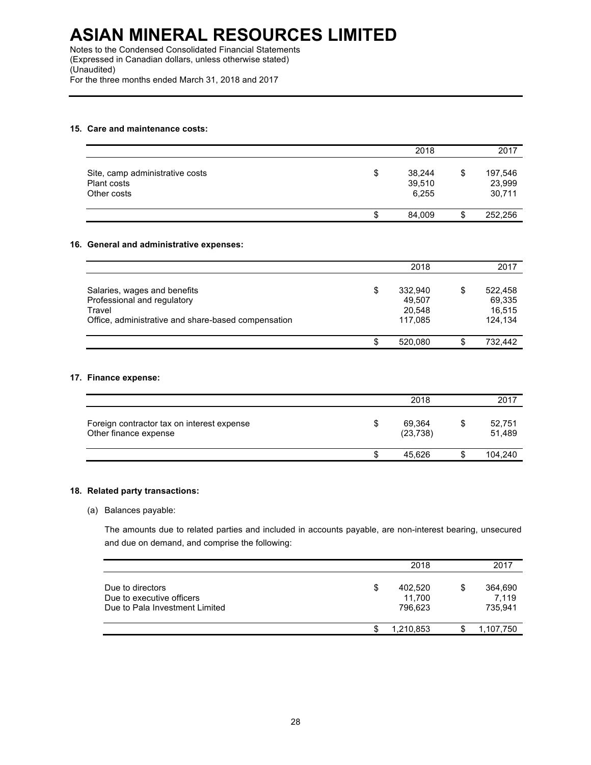# ASIAN MINERAL RESOURCES LIMITED

Notes to the Condensed Consolidated Financial Statements
(Expressed in Canadian dollars, unless otherwise stated)
(Unaudited)
For the three months ended March 31, 2018 and 2017

## 15. Care and maintenance costs:

| | 2018 | 2017 |
|---|---|---|
| Site, camp administrative costs | $ 38,244 | $ 197,546 |
| Plant costs | 39,510 | 23,999 |
| Other costs | 6,255 | 30,711 |
| | $ 84,009 | $ 252,256 |

## 16. General and administrative expenses:

| | 2018 | 2017 |
|---|---|---|
| Salaries, wages and benefits | $ 332,940 | $ 522,458 |
| Professional and regulatory | 49,507 | 69,335 |
| Travel | 20,548 | 16,515 |
| Office, administrative and share-based compensation | 117,085 | 124,134 |
| | $ 520,080 | $ 732,442 |

## 17. Finance expense:

| | 2018 | 2017 |
|---|---|---|
| Foreign contractor tax on interest expense | $ 69,364 | $ 52,751 |
| Other finance expense | (23,738) | 51,489 |
| | $ 45,626 | $ 104,240 |

## 18. Related party transactions:

(a) Balances payable:

The amounts due to related parties and included in accounts payable, are non-interest bearing, unsecured and due on demand, and comprise the following:

| | 2018 | 2017 |
|---|---|---|
| Due to directors | $ 402,520 | $ 364,690 |
| Due to executive officers | 11,700 | 7,119 |
| Due to Pala Investment Limited | 796,623 | 735,941 |
| | $ 1,210,853 | $ 1,107,750 |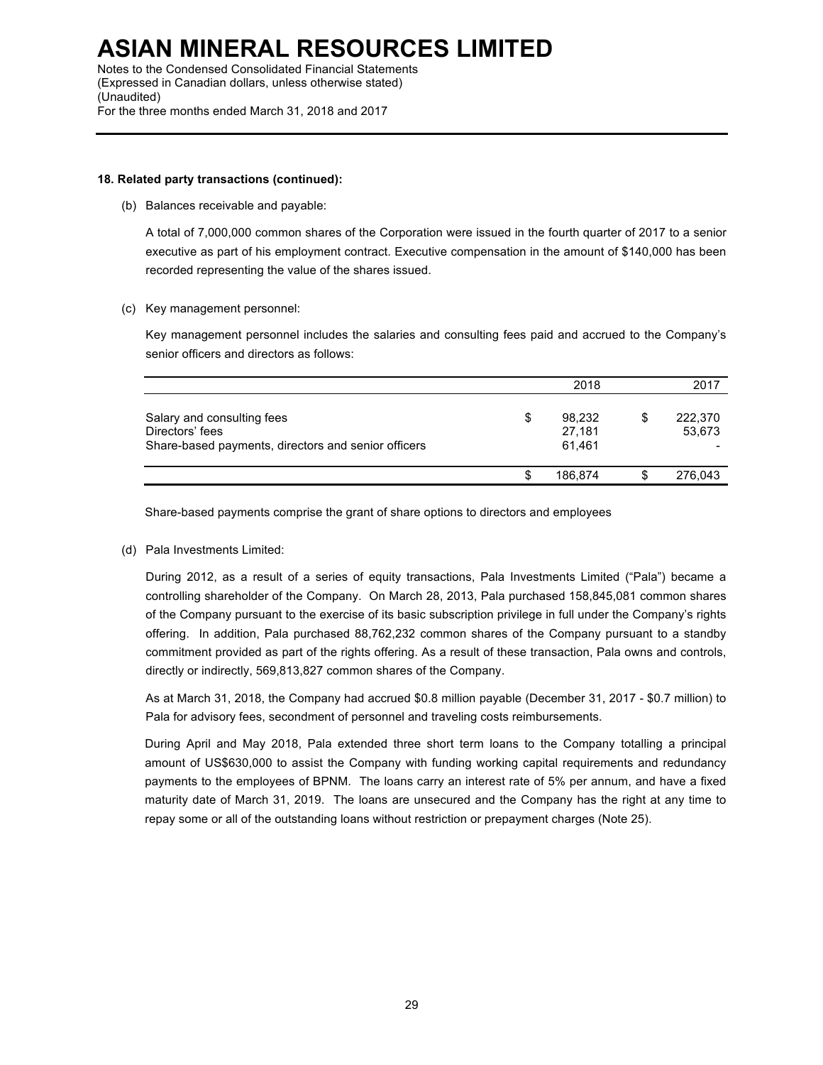**18. Related party transactions (continued):**

(b) Balances receivable and payable:

A total of 7,000,000 common shares of the Corporation were issued in the fourth quarter of 2017 to a senior executive as part of his employment contract. Executive compensation in the amount of $140,000 has been recorded representing the value of the shares issued.

(c) Key management personnel:

Key management personnel includes the salaries and consulting fees paid and accrued to the Company's senior officers and directors as follows:

| | 2018 | 2017 |
|---|---|---|
| Salary and consulting fees | $ 98,232 | $ 222,370 |
| Directors' fees | 27,181 | 53,673 |
| Share-based payments, directors and senior officers | 61,461 | - |
| | $ 186,874 | $ 276,043 |

Share-based payments comprise the grant of share options to directors and employees

(d) Pala Investments Limited:

During 2012, as a result of a series of equity transactions, Pala Investments Limited ("Pala") became a controlling shareholder of the Company. On March 28, 2013, Pala purchased 158,845,081 common shares of the Company pursuant to the exercise of its basic subscription privilege in full under the Company's rights offering. In addition, Pala purchased 88,762,232 common shares of the Company pursuant to a standby commitment provided as part of the rights offering. As a result of these transaction, Pala owns and controls, directly or indirectly, 569,813,827 common shares of the Company.

As at March 31, 2018, the Company had accrued $0.8 million payable (December 31, 2017 - $0.7 million) to Pala for advisory fees, secondment of personnel and traveling costs reimbursements.

During April and May 2018, Pala extended three short term loans to the Company totalling a principal amount of US$630,000 to assist the Company with funding working capital requirements and redundancy payments to the employees of BPNM. The loans carry an interest rate of 5% per annum, and have a fixed maturity date of March 31, 2019. The loans are unsecured and the Company has the right at any time to repay some or all of the outstanding loans without restriction or prepayment charges (Note 25).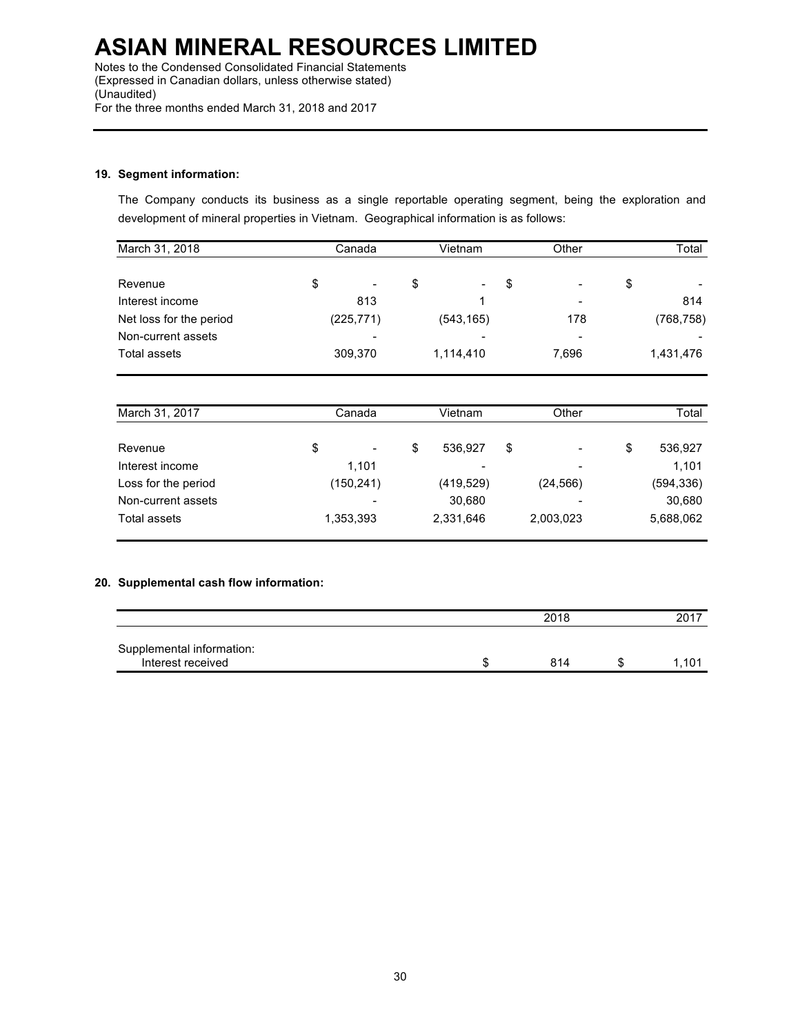# ASIAN MINERAL RESOURCES LIMITED

Notes to the Condensed Consolidated Financial Statements
(Expressed in Canadian dollars, unless otherwise stated)
(Unaudited)
For the three months ended March 31, 2018 and 2017

**19. Segment information:**

The Company conducts its business as a single reportable operating segment, being the exploration and development of mineral properties in Vietnam. Geographical information is as follows:

| March 31, 2018 | Canada | Vietnam | Other | Total |
|---|---|---|---|---|
| Revenue | $ - | $ - | $ - | $ - |
| Interest income | 813 | 1 | - | 814 |
| Net loss for the period | (225,771) | (543,165) | 178 | (768,758) |
| Non-current assets | - | - | - | - |
| Total assets | 309,370 | 1,114,410 | 7,696 | 1,431,476 |

| March 31, 2017 | Canada | Vietnam | Other | Total |
|---|---|---|---|---|
| Revenue | $ - | $ 536,927 | $ - | $ 536,927 |
| Interest income | 1,101 | - | - | 1,101 |
| Loss for the period | (150,241) | (419,529) | (24,566) | (594,336) |
| Non-current assets | - | 30,680 | - | 30,680 |
| Total assets | 1,353,393 | 2,331,646 | 2,003,023 | 5,688,062 |

**20. Supplemental cash flow information:**

| | 2018 | 2017 |
|---|---|---|
| Supplemental information: | | |
| Interest received | $ 814 | $ 1,101 |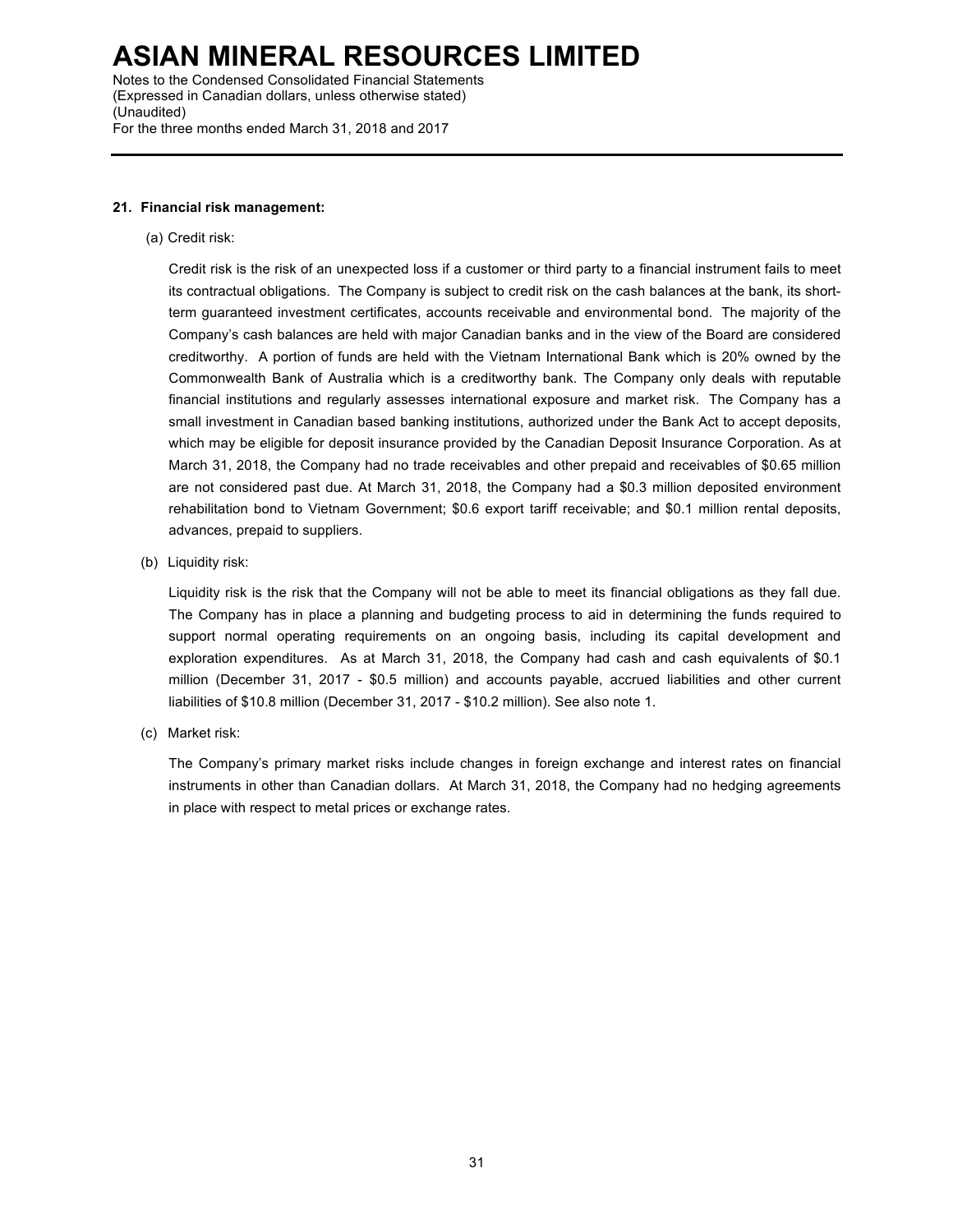## 21. Financial risk management:

(a) Credit risk:

Credit risk is the risk of an unexpected loss if a customer or third party to a financial instrument fails to meet its contractual obligations. The Company is subject to credit risk on the cash balances at the bank, its short-term guaranteed investment certificates, accounts receivable and environmental bond. The majority of the Company's cash balances are held with major Canadian banks and in the view of the Board are considered creditworthy. A portion of funds are held with the Vietnam International Bank which is 20% owned by the Commonwealth Bank of Australia which is a creditworthy bank. The Company only deals with reputable financial institutions and regularly assesses international exposure and market risk. The Company has a small investment in Canadian based banking institutions, authorized under the Bank Act to accept deposits, which may be eligible for deposit insurance provided by the Canadian Deposit Insurance Corporation. As at March 31, 2018, the Company had no trade receivables and other prepaid and receivables of $0.65 million are not considered past due. At March 31, 2018, the Company had a $0.3 million deposited environment rehabilitation bond to Vietnam Government; $0.6 export tariff receivable; and $0.1 million rental deposits, advances, prepaid to suppliers.

(b) Liquidity risk:

Liquidity risk is the risk that the Company will not be able to meet its financial obligations as they fall due. The Company has in place a planning and budgeting process to aid in determining the funds required to support normal operating requirements on an ongoing basis, including its capital development and exploration expenditures. As at March 31, 2018, the Company had cash and cash equivalents of $0.1 million (December 31, 2017 - $0.5 million) and accounts payable, accrued liabilities and other current liabilities of $10.8 million (December 31, 2017 - $10.2 million). See also note 1.

(c) Market risk:

The Company's primary market risks include changes in foreign exchange and interest rates on financial instruments in other than Canadian dollars. At March 31, 2018, the Company had no hedging agreements in place with respect to metal prices or exchange rates.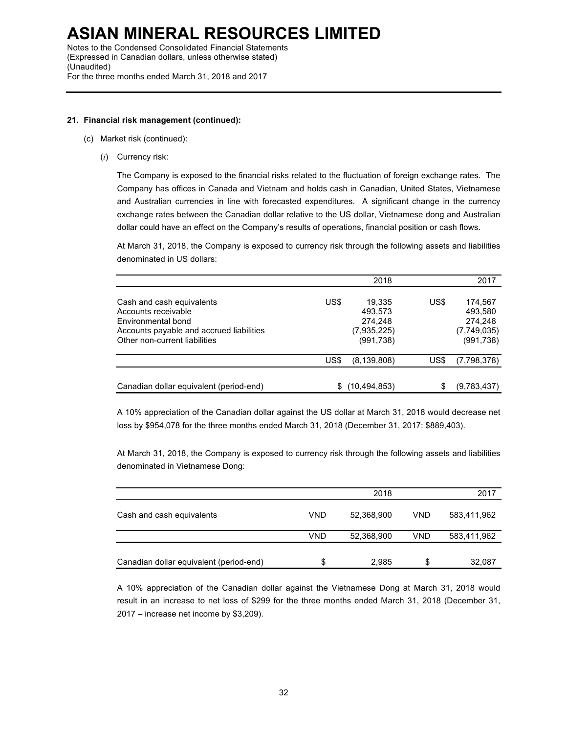**21. Financial risk management (continued):**

(c) Market risk (continued):

(*i*) Currency risk:

The Company is exposed to the financial risks related to the fluctuation of foreign exchange rates. The Company has offices in Canada and Vietnam and holds cash in Canadian, United States, Vietnamese and Australian currencies in line with forecasted expenditures. A significant change in the currency exchange rates between the Canadian dollar relative to the US dollar, Vietnamese dong and Australian dollar could have an effect on the Company's results of operations, financial position or cash flows.

At March 31, 2018, the Company is exposed to currency risk through the following assets and liabilities denominated in US dollars:

| | | 2018 | | 2017 |
|---|---|---|---|---|
| Cash and cash equivalents | US$ | 19,335 | US$ | 174,567 |
| Accounts receivable | | 493,573 | | 493,580 |
| Environmental bond | | 274,248 | | 274,248 |
| Accounts payable and accrued liabilities | | (7,935,225) | | (7,749,035) |
| Other non-current liabilities | | (991,738) | | (991,738) |
| | US$ | (8,139,808) | US$ | (7,798,378) |
| Canadian dollar equivalent (period-end) | $ | (10,494,853) | $ | (9,783,437) |

A 10% appreciation of the Canadian dollar against the US dollar at March 31, 2018 would decrease net loss by $954,078 for the three months ended March 31, 2018 (December 31, 2017: $889,403).

At March 31, 2018, the Company is exposed to currency risk through the following assets and liabilities denominated in Vietnamese Dong:

| | | 2018 | | 2017 |
|---|---|---|---|---|
| Cash and cash equivalents | VND | 52,368,900 | VND | 583,411,962 |
| | VND | 52,368,900 | VND | 583,411,962 |
| Canadian dollar equivalent (period-end) | $ | 2,985 | $ | 32,087 |

A 10% appreciation of the Canadian dollar against the Vietnamese Dong at March 31, 2018 would result in an increase to net loss of $299 for the three months ended March 31, 2018 (December 31, 2017 – increase net income by $3,209).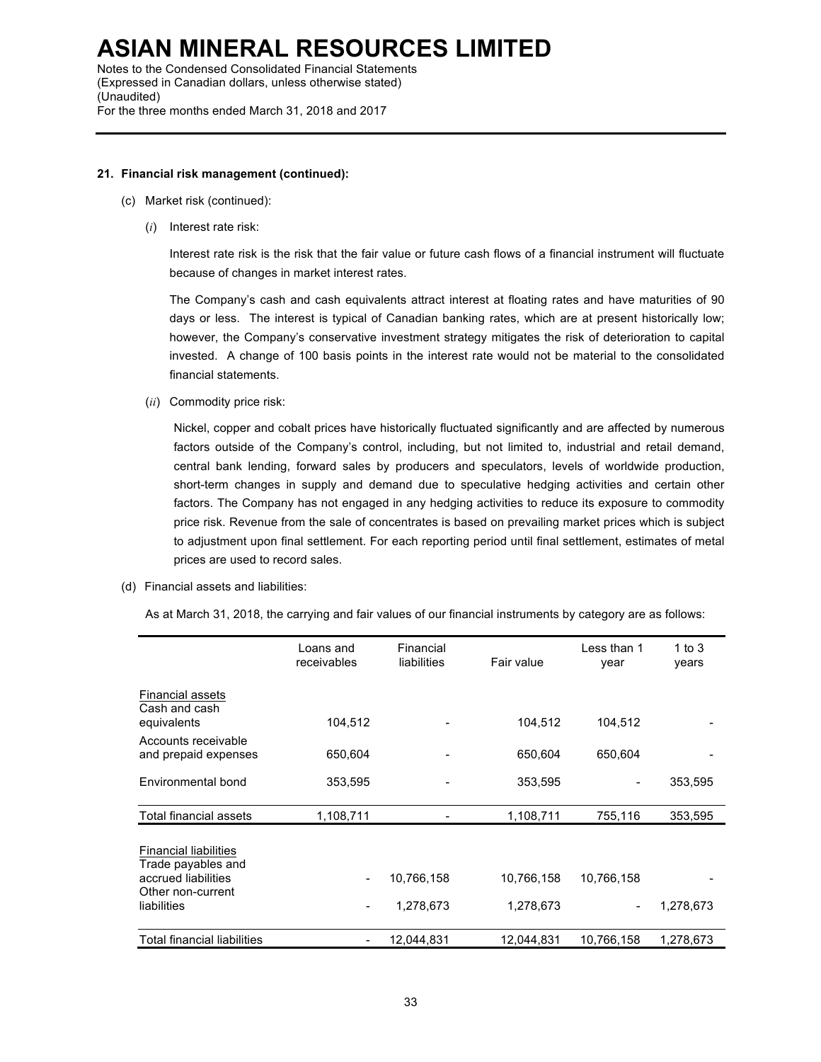## 21. Financial risk management (continued):

(c) Market risk (continued):

(*i*) Interest rate risk:

Interest rate risk is the risk that the fair value or future cash flows of a financial instrument will fluctuate because of changes in market interest rates.

The Company's cash and cash equivalents attract interest at floating rates and have maturities of 90 days or less. The interest is typical of Canadian banking rates, which are at present historically low; however, the Company's conservative investment strategy mitigates the risk of deterioration to capital invested. A change of 100 basis points in the interest rate would not be material to the consolidated financial statements.

(*ii*) Commodity price risk:

Nickel, copper and cobalt prices have historically fluctuated significantly and are affected by numerous factors outside of the Company's control, including, but not limited to, industrial and retail demand, central bank lending, forward sales by producers and speculators, levels of worldwide production, short-term changes in supply and demand due to speculative hedging activities and certain other factors. The Company has not engaged in any hedging activities to reduce its exposure to commodity price risk. Revenue from the sale of concentrates is based on prevailing market prices which is subject to adjustment upon final settlement. For each reporting period until final settlement, estimates of metal prices are used to record sales.

(d) Financial assets and liabilities:

As at March 31, 2018, the carrying and fair values of our financial instruments by category are as follows:

| | Loans and receivables | Financial liabilities | Fair value | Less than 1 year | 1 to 3 years |
|---|---|---|---|---|---|
| Financial assets | | | | | |
| Cash and cash equivalents | 104,512 | - | 104,512 | 104,512 | - |
| Accounts receivable and prepaid expenses | 650,604 | - | 650,604 | 650,604 | - |
| Environmental bond | 353,595 | - | 353,595 | - | 353,595 |
| Total financial assets | 1,108,711 | - | 1,108,711 | 755,116 | 353,595 |
| Financial liabilities | | | | | |
| Trade payables and accrued liabilities | - | 10,766,158 | 10,766,158 | 10,766,158 | - |
| Other non-current liabilities | - | 1,278,673 | 1,278,673 | - | 1,278,673 |
| Total financial liabilities | - | 12,044,831 | 12,044,831 | 10,766,158 | 1,278,673 |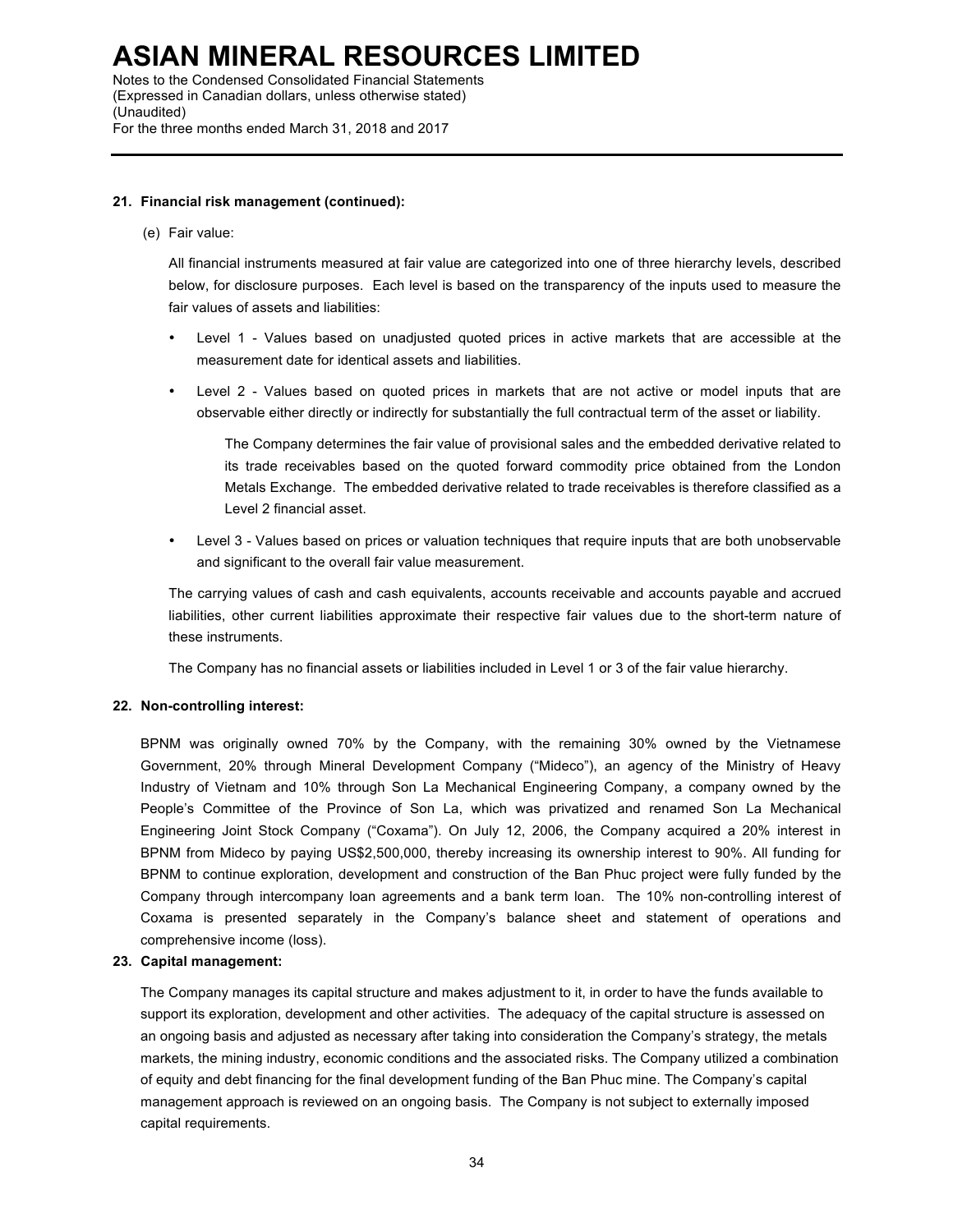**21. Financial risk management (continued):**

(e) Fair value:

All financial instruments measured at fair value are categorized into one of three hierarchy levels, described below, for disclosure purposes. Each level is based on the transparency of the inputs used to measure the fair values of assets and liabilities:

- Level 1 - Values based on unadjusted quoted prices in active markets that are accessible at the measurement date for identical assets and liabilities.
- Level 2 - Values based on quoted prices in markets that are not active or model inputs that are observable either directly or indirectly for substantially the full contractual term of the asset or liability.

  The Company determines the fair value of provisional sales and the embedded derivative related to its trade receivables based on the quoted forward commodity price obtained from the London Metals Exchange. The embedded derivative related to trade receivables is therefore classified as a Level 2 financial asset.

- Level 3 - Values based on prices or valuation techniques that require inputs that are both unobservable and significant to the overall fair value measurement.

The carrying values of cash and cash equivalents, accounts receivable and accounts payable and accrued liabilities, other current liabilities approximate their respective fair values due to the short-term nature of these instruments.

The Company has no financial assets or liabilities included in Level 1 or 3 of the fair value hierarchy.

**22. Non-controlling interest:**

BPNM was originally owned 70% by the Company, with the remaining 30% owned by the Vietnamese Government, 20% through Mineral Development Company ("Mideco"), an agency of the Ministry of Heavy Industry of Vietnam and 10% through Son La Mechanical Engineering Company, a company owned by the People's Committee of the Province of Son La, which was privatized and renamed Son La Mechanical Engineering Joint Stock Company ("Coxama"). On July 12, 2006, the Company acquired a 20% interest in BPNM from Mideco by paying US$2,500,000, thereby increasing its ownership interest to 90%. All funding for BPNM to continue exploration, development and construction of the Ban Phuc project were fully funded by the Company through intercompany loan agreements and a bank term loan. The 10% non-controlling interest of Coxama is presented separately in the Company's balance sheet and statement of operations and comprehensive income (loss).

**23. Capital management:**

The Company manages its capital structure and makes adjustment to it, in order to have the funds available to support its exploration, development and other activities. The adequacy of the capital structure is assessed on an ongoing basis and adjusted as necessary after taking into consideration the Company's strategy, the metals markets, the mining industry, economic conditions and the associated risks. The Company utilized a combination of equity and debt financing for the final development funding of the Ban Phuc mine. The Company's capital management approach is reviewed on an ongoing basis. The Company is not subject to externally imposed capital requirements.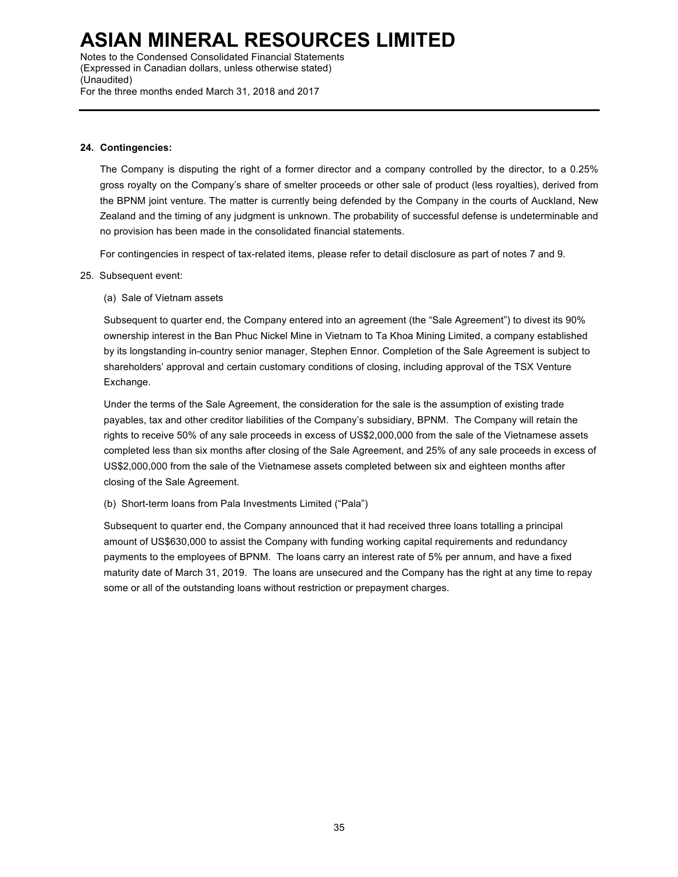**24. Contingencies:**

The Company is disputing the right of a former director and a company controlled by the director, to a 0.25% gross royalty on the Company's share of smelter proceeds or other sale of product (less royalties), derived from the BPNM joint venture. The matter is currently being defended by the Company in the courts of Auckland, New Zealand and the timing of any judgment is unknown. The probability of successful defense is undeterminable and no provision has been made in the consolidated financial statements.

For contingencies in respect of tax-related items, please refer to detail disclosure as part of notes 7 and 9.

25. Subsequent event:

(a) Sale of Vietnam assets

Subsequent to quarter end, the Company entered into an agreement (the "Sale Agreement") to divest its 90% ownership interest in the Ban Phuc Nickel Mine in Vietnam to Ta Khoa Mining Limited, a company established by its longstanding in-country senior manager, Stephen Ennor. Completion of the Sale Agreement is subject to shareholders' approval and certain customary conditions of closing, including approval of the TSX Venture Exchange.

Under the terms of the Sale Agreement, the consideration for the sale is the assumption of existing trade payables, tax and other creditor liabilities of the Company's subsidiary, BPNM. The Company will retain the rights to receive 50% of any sale proceeds in excess of US$2,000,000 from the sale of the Vietnamese assets completed less than six months after closing of the Sale Agreement, and 25% of any sale proceeds in excess of US$2,000,000 from the sale of the Vietnamese assets completed between six and eighteen months after closing of the Sale Agreement.

(b) Short-term loans from Pala Investments Limited ("Pala")

Subsequent to quarter end, the Company announced that it had received three loans totalling a principal amount of US$630,000 to assist the Company with funding working capital requirements and redundancy payments to the employees of BPNM. The loans carry an interest rate of 5% per annum, and have a fixed maturity date of March 31, 2019. The loans are unsecured and the Company has the right at any time to repay some or all of the outstanding loans without restriction or prepayment charges.